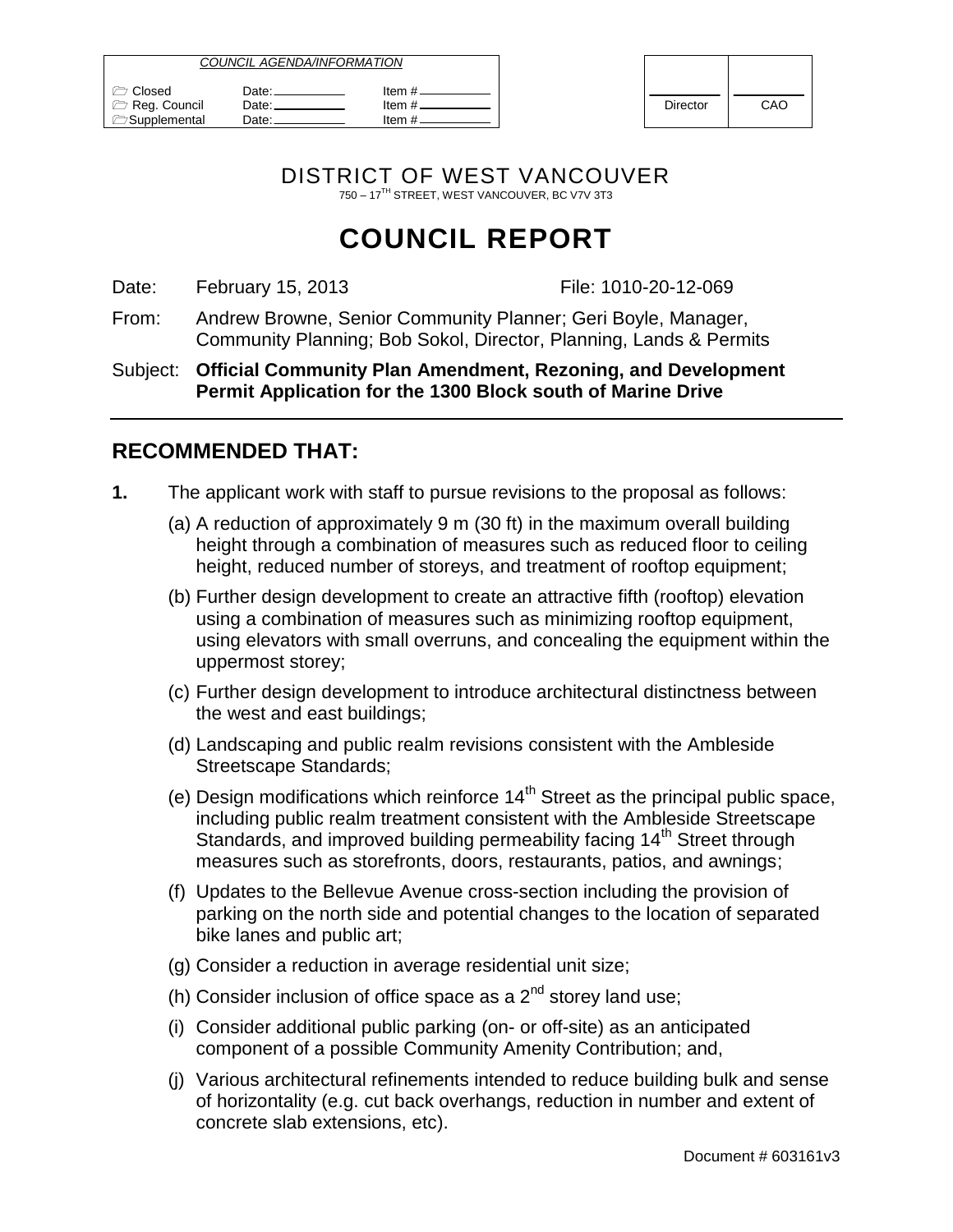| COUNCIL AGENDA/INFORMATION | | |
|---|---|---|
| Closed | Date: | Item # |
| Reg. Council | Date: | Item # |
| Supplemental | Date: | Item # |

| Director | CAO |
|---|---|

DISTRICT OF WEST VANCOUVER

750 – 17TH STREET, WEST VANCOUVER, BC V7V 3T3

# COUNCIL REPORT

Date: February 15, 2013 File: 1010-20-12-069

From: Andrew Browne, Senior Community Planner; Geri Boyle, Manager, Community Planning; Bob Sokol, Director, Planning, Lands & Permits

Subject: **Official Community Plan Amendment, Rezoning, and Development Permit Application for the 1300 Block south of Marine Drive**

## RECOMMENDED THAT:

**1.** The applicant work with staff to pursue revisions to the proposal as follows:

(a) A reduction of approximately 9 m (30 ft) in the maximum overall building height through a combination of measures such as reduced floor to ceiling height, reduced number of storeys, and treatment of rooftop equipment;

(b) Further design development to create an attractive fifth (rooftop) elevation using a combination of measures such as minimizing rooftop equipment, using elevators with small overruns, and concealing the equipment within the uppermost storey;

(c) Further design development to introduce architectural distinctness between the west and east buildings;

(d) Landscaping and public realm revisions consistent with the Ambleside Streetscape Standards;

(e) Design modifications which reinforce 14th Street as the principal public space, including public realm treatment consistent with the Ambleside Streetscape Standards, and improved building permeability facing 14th Street through measures such as storefronts, doors, restaurants, patios, and awnings;

(f) Updates to the Bellevue Avenue cross-section including the provision of parking on the north side and potential changes to the location of separated bike lanes and public art;

(g) Consider a reduction in average residential unit size;

(h) Consider inclusion of office space as a 2nd storey land use;

(i) Consider additional public parking (on- or off-site) as an anticipated component of a possible Community Amenity Contribution; and,

(j) Various architectural refinements intended to reduce building bulk and sense of horizontality (e.g. cut back overhangs, reduction in number and extent of concrete slab extensions, etc).

Document # 603161v3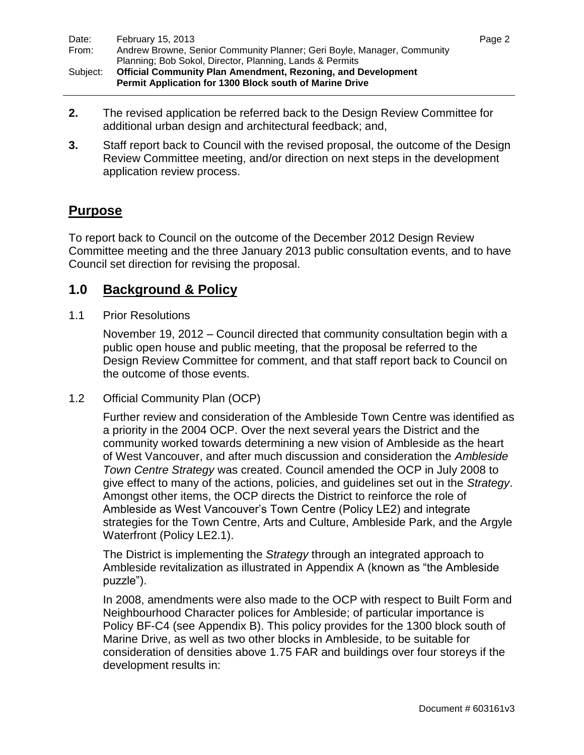**2.** The revised application be referred back to the Design Review Committee for additional urban design and architectural feedback; and,

**3.** Staff report back to Council with the revised proposal, the outcome of the Design Review Committee meeting, and/or direction on next steps in the development application review process.

## Purpose

To report back to Council on the outcome of the December 2012 Design Review Committee meeting and the three January 2013 public consultation events, and to have Council set direction for revising the proposal.

## 1.0 Background & Policy

1.1 Prior Resolutions

November 19, 2012 – Council directed that community consultation begin with a public open house and public meeting, that the proposal be referred to the Design Review Committee for comment, and that staff report back to Council on the outcome of those events.

1.2 Official Community Plan (OCP)

Further review and consideration of the Ambleside Town Centre was identified as a priority in the 2004 OCP. Over the next several years the District and the community worked towards determining a new vision of Ambleside as the heart of West Vancouver, and after much discussion and consideration the *Ambleside Town Centre Strategy* was created. Council amended the OCP in July 2008 to give effect to many of the actions, policies, and guidelines set out in the *Strategy*. Amongst other items, the OCP directs the District to reinforce the role of Ambleside as West Vancouver's Town Centre (Policy LE2) and integrate strategies for the Town Centre, Arts and Culture, Ambleside Park, and the Argyle Waterfront (Policy LE2.1).

The District is implementing the *Strategy* through an integrated approach to Ambleside revitalization as illustrated in Appendix A (known as "the Ambleside puzzle").

In 2008, amendments were also made to the OCP with respect to Built Form and Neighbourhood Character polices for Ambleside; of particular importance is Policy BF-C4 (see Appendix B). This policy provides for the 1300 block south of Marine Drive, as well as two other blocks in Ambleside, to be suitable for consideration of densities above 1.75 FAR and buildings over four storeys if the development results in: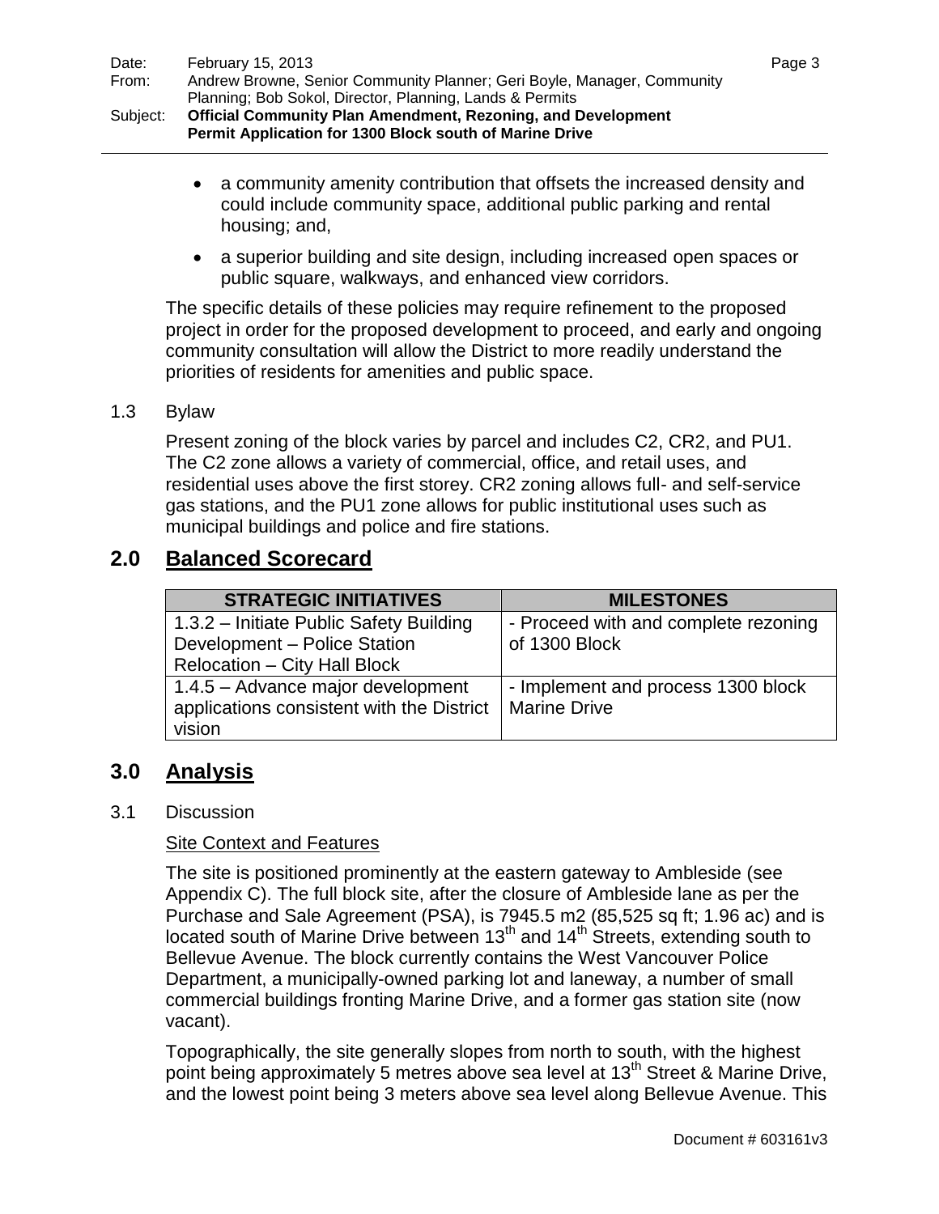- a community amenity contribution that offsets the increased density and could include community space, additional public parking and rental housing; and,
- a superior building and site design, including increased open spaces or public square, walkways, and enhanced view corridors.

The specific details of these policies may require refinement to the proposed project in order for the proposed development to proceed, and early and ongoing community consultation will allow the District to more readily understand the priorities of residents for amenities and public space.

1.3 Bylaw

Present zoning of the block varies by parcel and includes C2, CR2, and PU1. The C2 zone allows a variety of commercial, office, and retail uses, and residential uses above the first storey. CR2 zoning allows full- and self-service gas stations, and the PU1 zone allows for public institutional uses such as municipal buildings and police and fire stations.

## 2.0 Balanced Scorecard

| STRATEGIC INITIATIVES | MILESTONES |
|---|---|
| 1.3.2 – Initiate Public Safety Building Development – Police Station Relocation – City Hall Block | - Proceed with and complete rezoning of 1300 Block |
| 1.4.5 – Advance major development applications consistent with the District vision | - Implement and process 1300 block Marine Drive |

## 3.0 Analysis

3.1 Discussion

Site Context and Features

The site is positioned prominently at the eastern gateway to Ambleside (see Appendix C). The full block site, after the closure of Ambleside lane as per the Purchase and Sale Agreement (PSA), is 7945.5 m2 (85,525 sq ft; 1.96 ac) and is located south of Marine Drive between 13th and 14th Streets, extending south to Bellevue Avenue. The block currently contains the West Vancouver Police Department, a municipally-owned parking lot and laneway, a number of small commercial buildings fronting Marine Drive, and a former gas station site (now vacant).

Topographically, the site generally slopes from north to south, with the highest point being approximately 5 metres above sea level at 13th Street & Marine Drive, and the lowest point being 3 meters above sea level along Bellevue Avenue. This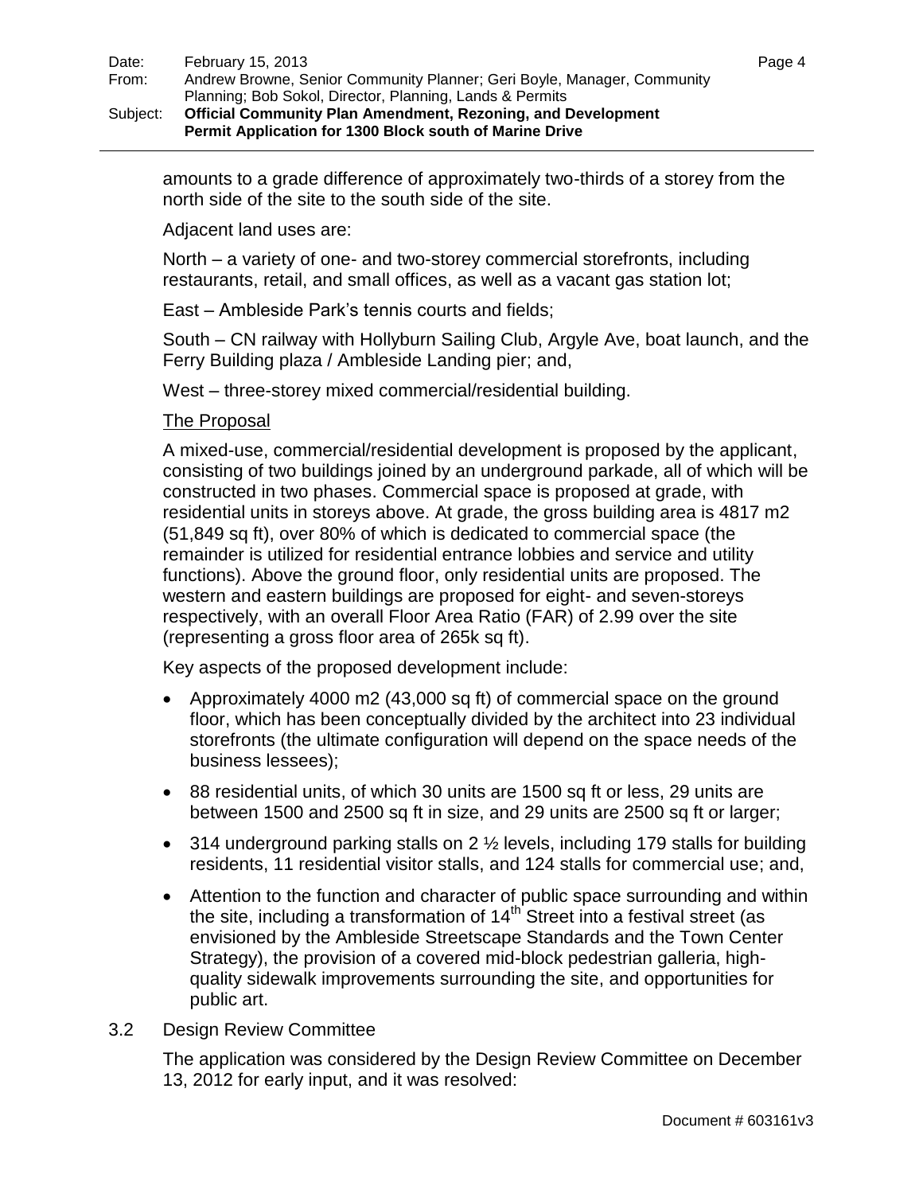amounts to a grade difference of approximately two-thirds of a storey from the north side of the site to the south side of the site.

Adjacent land uses are:

North – a variety of one- and two-storey commercial storefronts, including restaurants, retail, and small offices, as well as a vacant gas station lot;

East – Ambleside Park's tennis courts and fields;

South – CN railway with Hollyburn Sailing Club, Argyle Ave, boat launch, and the Ferry Building plaza / Ambleside Landing pier; and,

West – three-storey mixed commercial/residential building.

The Proposal

A mixed-use, commercial/residential development is proposed by the applicant, consisting of two buildings joined by an underground parkade, all of which will be constructed in two phases. Commercial space is proposed at grade, with residential units in storeys above. At grade, the gross building area is 4817 m2 (51,849 sq ft), over 80% of which is dedicated to commercial space (the remainder is utilized for residential entrance lobbies and service and utility functions). Above the ground floor, only residential units are proposed. The western and eastern buildings are proposed for eight- and seven-storeys respectively, with an overall Floor Area Ratio (FAR) of 2.99 over the site (representing a gross floor area of 265k sq ft).

Key aspects of the proposed development include:

- Approximately 4000 m2 (43,000 sq ft) of commercial space on the ground floor, which has been conceptually divided by the architect into 23 individual storefronts (the ultimate configuration will depend on the space needs of the business lessees);
- 88 residential units, of which 30 units are 1500 sq ft or less, 29 units are between 1500 and 2500 sq ft in size, and 29 units are 2500 sq ft or larger;
- 314 underground parking stalls on 2 ½ levels, including 179 stalls for building residents, 11 residential visitor stalls, and 124 stalls for commercial use; and,
- Attention to the function and character of public space surrounding and within the site, including a transformation of 14th Street into a festival street (as envisioned by the Ambleside Streetscape Standards and the Town Center Strategy), the provision of a covered mid-block pedestrian galleria, high-quality sidewalk improvements surrounding the site, and opportunities for public art.

3.2 Design Review Committee

The application was considered by the Design Review Committee on December 13, 2012 for early input, and it was resolved: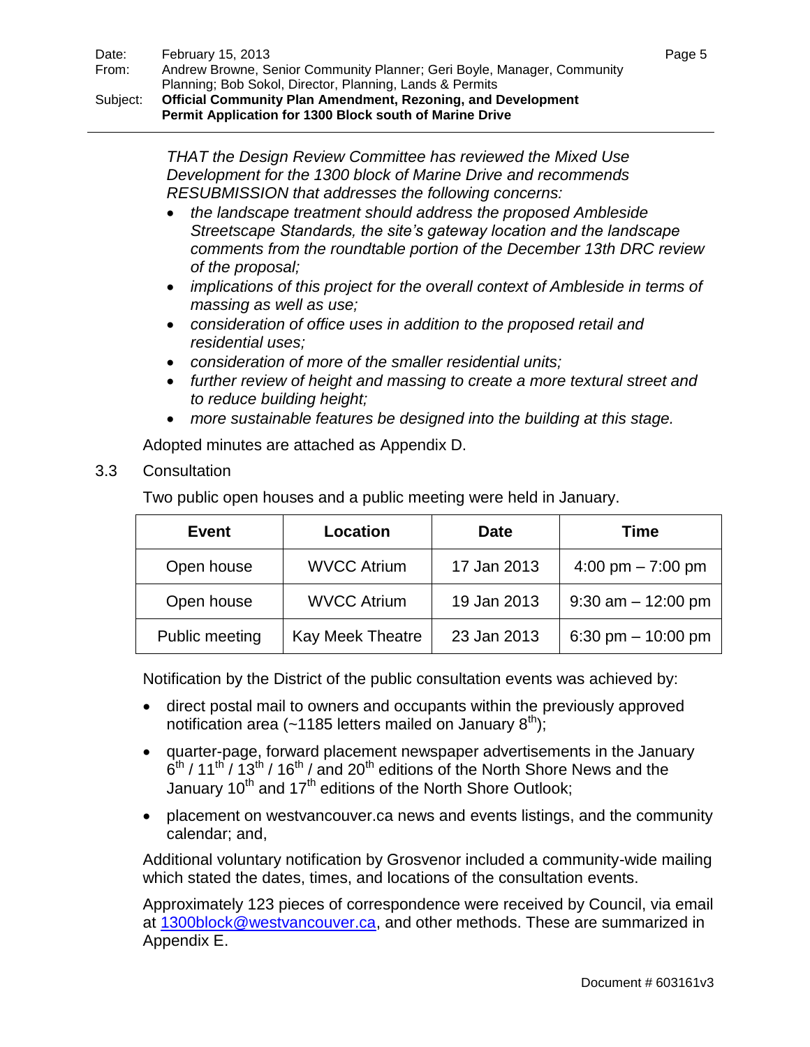*THAT the Design Review Committee has reviewed the Mixed Use Development for the 1300 block of Marine Drive and recommends RESUBMISSION that addresses the following concerns:*

- *the landscape treatment should address the proposed Ambleside Streetscape Standards, the site's gateway location and the landscape comments from the roundtable portion of the December 13th DRC review of the proposal;*
- *implications of this project for the overall context of Ambleside in terms of massing as well as use;*
- *consideration of office uses in addition to the proposed retail and residential uses;*
- *consideration of more of the smaller residential units;*
- *further review of height and massing to create a more textural street and to reduce building height;*
- *more sustainable features be designed into the building at this stage.*

Adopted minutes are attached as Appendix D.

### 3.3 Consultation

Two public open houses and a public meeting were held in January.

| Event | Location | Date | Time |
|---|---|---|---|
| Open house | WVCC Atrium | 17 Jan 2013 | 4:00 pm – 7:00 pm |
| Open house | WVCC Atrium | 19 Jan 2013 | 9:30 am – 12:00 pm |
| Public meeting | Kay Meek Theatre | 23 Jan 2013 | 6:30 pm – 10:00 pm |

Notification by the District of the public consultation events was achieved by:

- direct postal mail to owners and occupants within the previously approved notification area (~1185 letters mailed on January 8th);
- quarter-page, forward placement newspaper advertisements in the January 6th / 11th / 13th / 16th / and 20th editions of the North Shore News and the January 10th and 17th editions of the North Shore Outlook;
- placement on westvancouver.ca news and events listings, and the community calendar; and,

Additional voluntary notification by Grosvenor included a community-wide mailing which stated the dates, times, and locations of the consultation events.

Approximately 123 pieces of correspondence were received by Council, via email at 1300block@westvancouver.ca, and other methods. These are summarized in Appendix E.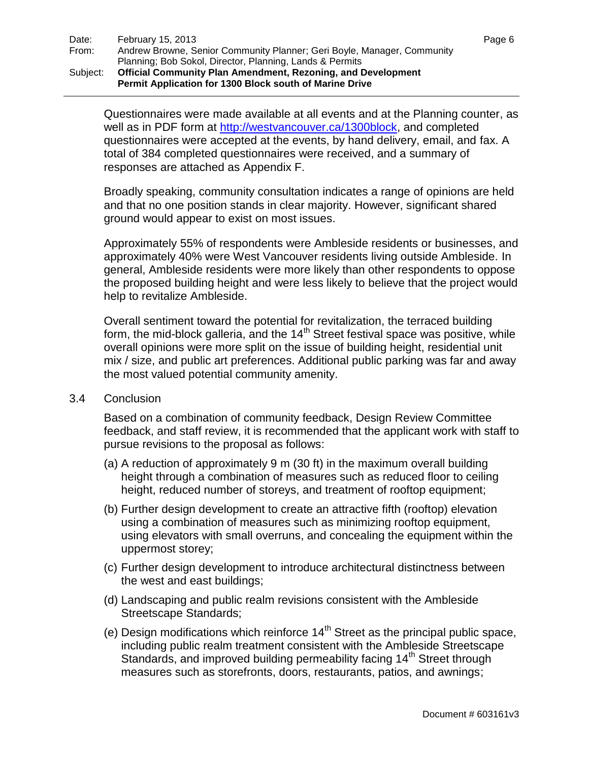Questionnaires were made available at all events and at the Planning counter, as well as in PDF form at http://westvancouver.ca/1300block, and completed questionnaires were accepted at the events, by hand delivery, email, and fax. A total of 384 completed questionnaires were received, and a summary of responses are attached as Appendix F.

Broadly speaking, community consultation indicates a range of opinions are held and that no one position stands in clear majority. However, significant shared ground would appear to exist on most issues.

Approximately 55% of respondents were Ambleside residents or businesses, and approximately 40% were West Vancouver residents living outside Ambleside. In general, Ambleside residents were more likely than other respondents to oppose the proposed building height and were less likely to believe that the project would help to revitalize Ambleside.

Overall sentiment toward the potential for revitalization, the terraced building form, the mid-block galleria, and the 14th Street festival space was positive, while overall opinions were more split on the issue of building height, residential unit mix / size, and public art preferences. Additional public parking was far and away the most valued potential community amenity.

## 3.4 Conclusion

Based on a combination of community feedback, Design Review Committee feedback, and staff review, it is recommended that the applicant work with staff to pursue revisions to the proposal as follows:

(a) A reduction of approximately 9 m (30 ft) in the maximum overall building height through a combination of measures such as reduced floor to ceiling height, reduced number of storeys, and treatment of rooftop equipment;

(b) Further design development to create an attractive fifth (rooftop) elevation using a combination of measures such as minimizing rooftop equipment, using elevators with small overruns, and concealing the equipment within the uppermost storey;

(c) Further design development to introduce architectural distinctness between the west and east buildings;

(d) Landscaping and public realm revisions consistent with the Ambleside Streetscape Standards;

(e) Design modifications which reinforce 14th Street as the principal public space, including public realm treatment consistent with the Ambleside Streetscape Standards, and improved building permeability facing 14th Street through measures such as storefronts, doors, restaurants, patios, and awnings;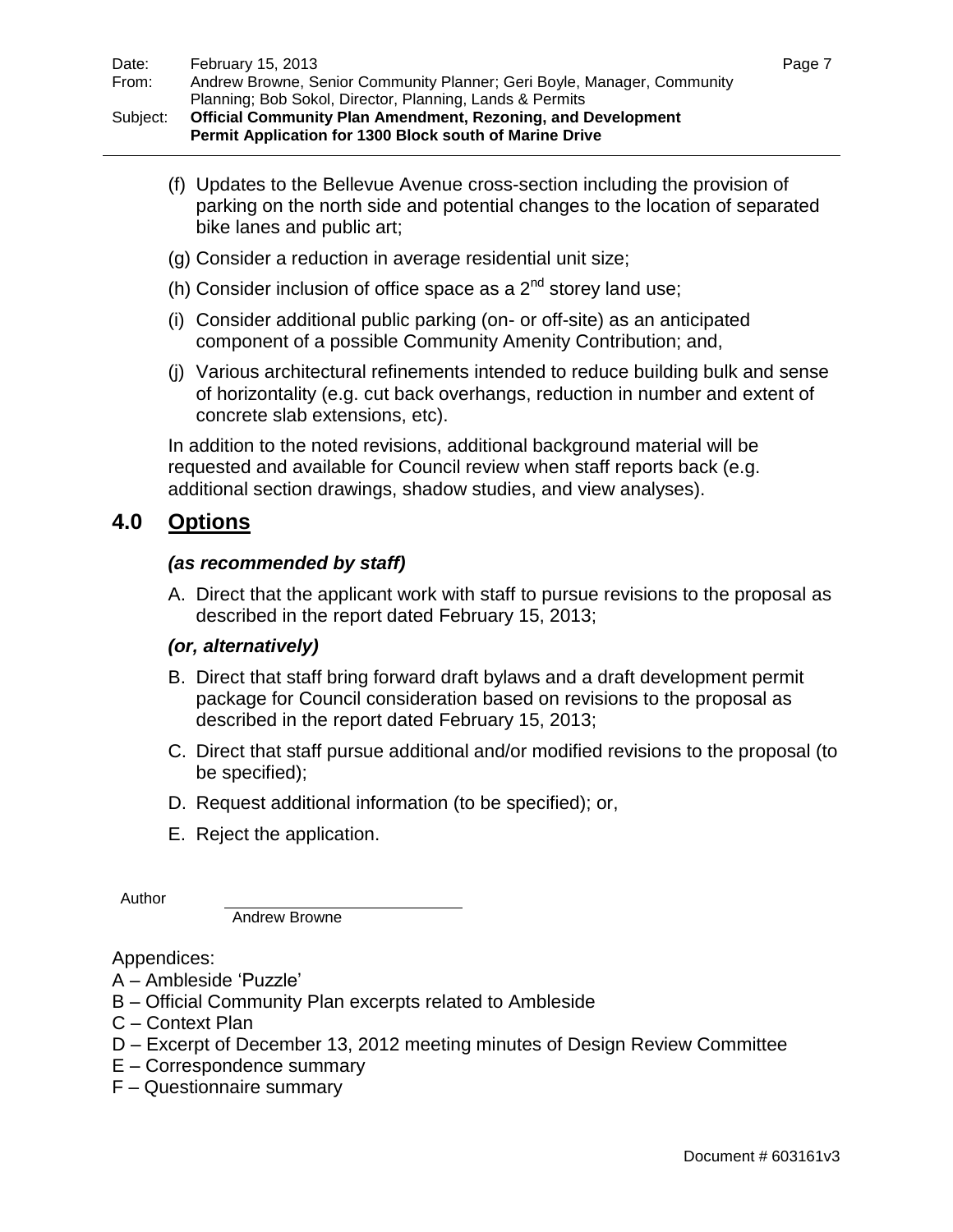(f) Updates to the Bellevue Avenue cross-section including the provision of parking on the north side and potential changes to the location of separated bike lanes and public art;

(g) Consider a reduction in average residential unit size;

(h) Consider inclusion of office space as a 2nd storey land use;

(i) Consider additional public parking (on- or off-site) as an anticipated component of a possible Community Amenity Contribution; and,

(j) Various architectural refinements intended to reduce building bulk and sense of horizontality (e.g. cut back overhangs, reduction in number and extent of concrete slab extensions, etc).

In addition to the noted revisions, additional background material will be requested and available for Council review when staff reports back (e.g. additional section drawings, shadow studies, and view analyses).

## 4.0 Options

***(as recommended by staff)***

A. Direct that the applicant work with staff to pursue revisions to the proposal as described in the report dated February 15, 2013;

***(or, alternatively)***

B. Direct that staff bring forward draft bylaws and a draft development permit package for Council consideration based on revisions to the proposal as described in the report dated February 15, 2013;

C. Direct that staff pursue additional and/or modified revisions to the proposal (to be specified);

D. Request additional information (to be specified); or,

E. Reject the application.

Author

Andrew Browne

Appendices:

A – Ambleside 'Puzzle'
B – Official Community Plan excerpts related to Ambleside
C – Context Plan
D – Excerpt of December 13, 2012 meeting minutes of Design Review Committee
E – Correspondence summary
F – Questionnaire summary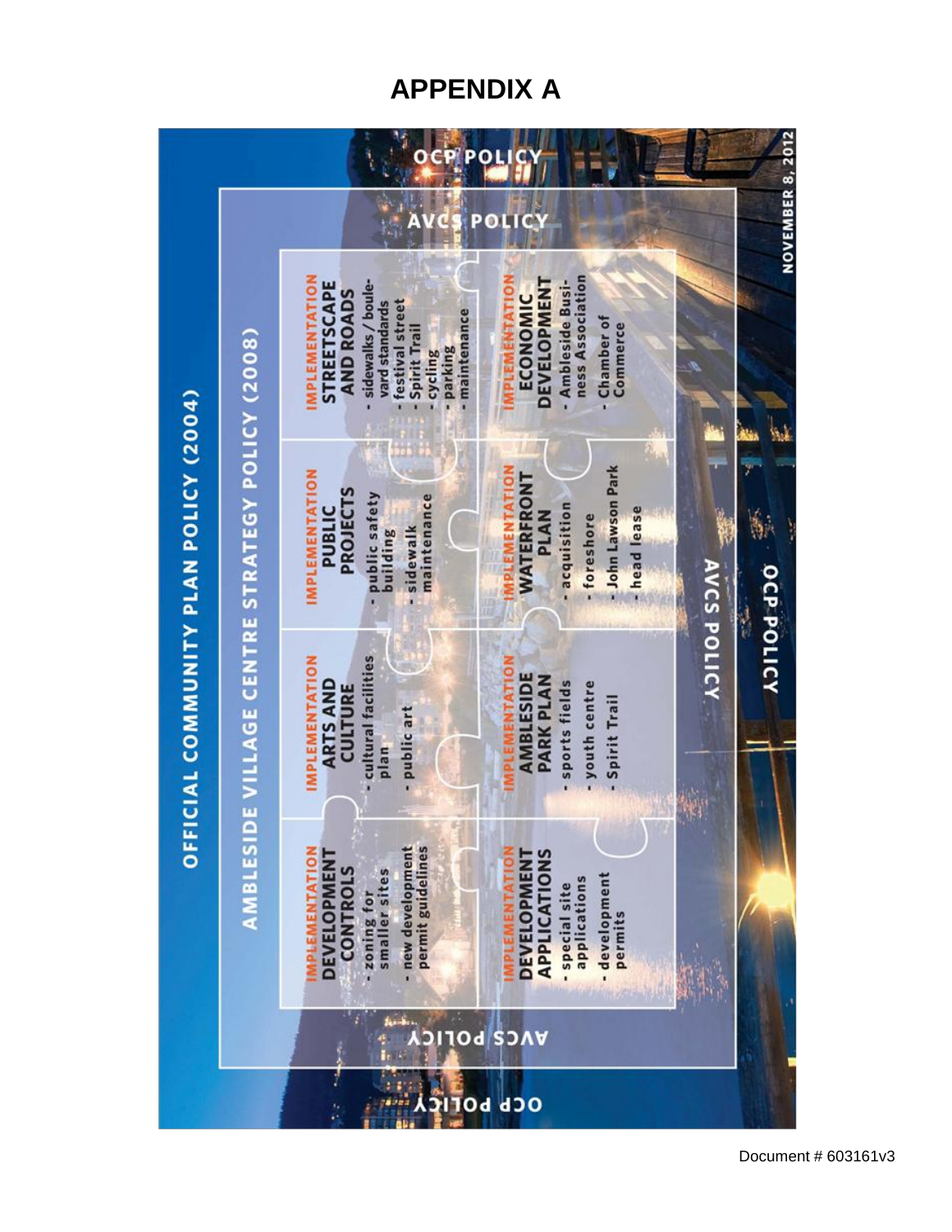# APPENDIX A

OFFICIAL COMMUNITY PLAN POLICY (2004)

AMBLESIDE VILLAGE CENTRE STRATEGY POLICY (2008)

**IMPLEMENTATION DEVELOPMENT CONTROLS**
- zoning for smaller sites
- new development permit guidelines

**IMPLEMENTATION ARTS AND CULTURE**
- cultural facilities plan
- public art

**IMPLEMENTATION PUBLIC PROJECTS**
- public safety building
- sidewalk maintenance

**IMPLEMENTATION STREETSCAPE AND ROADS**
- sidewalks / boulevard standards
- festival street
- Spirit Trail
- cycling
- parking
- maintenance

**IMPLEMENTATION DEVELOPMENT APPLICATIONS**
- special site applications
- development permits

**IMPLEMENTATION AMBLESIDE PARK PLAN**
- sports fields
- youth centre
- Spirit Trail

**IMPLEMENTATION WATERFRONT PLAN**
- acquisition
- foreshore
- John Lawson Park
- head lease

**IMPLEMENTATION ECONOMIC DEVELOPMENT**
- Ambleside Business Association
- Chamber of Commerce

AVCS POLICY

OCP POLICY

NOVEMBER 8, 2012

Document # 603161v3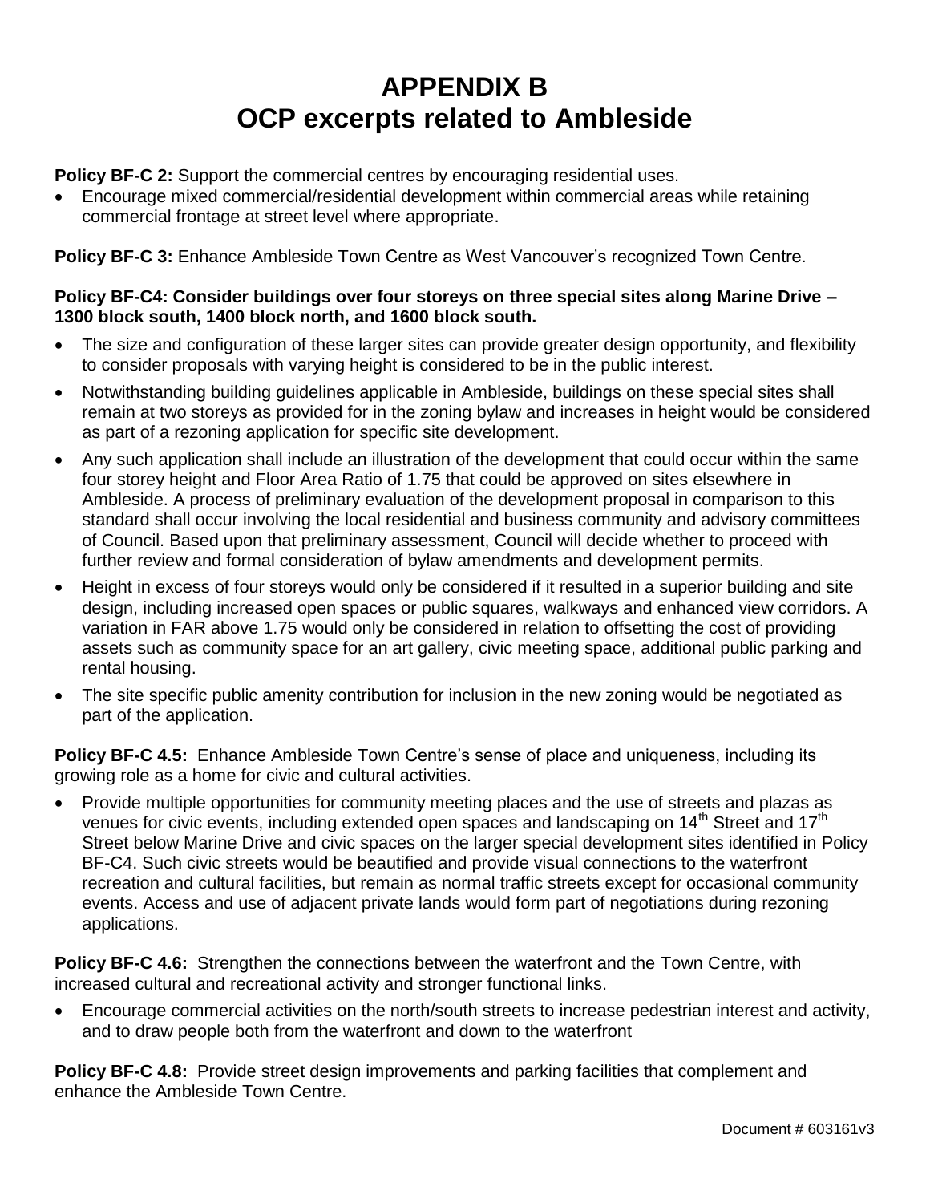# APPENDIX B
# OCP excerpts related to Ambleside

**Policy BF-C 2:** Support the commercial centres by encouraging residential uses.

- Encourage mixed commercial/residential development within commercial areas while retaining commercial frontage at street level where appropriate.

**Policy BF-C 3:** Enhance Ambleside Town Centre as West Vancouver's recognized Town Centre.

**Policy BF-C4: Consider buildings over four storeys on three special sites along Marine Drive – 1300 block south, 1400 block north, and 1600 block south.**

- The size and configuration of these larger sites can provide greater design opportunity, and flexibility to consider proposals with varying height is considered to be in the public interest.
- Notwithstanding building guidelines applicable in Ambleside, buildings on these special sites shall remain at two storeys as provided for in the zoning bylaw and increases in height would be considered as part of a rezoning application for specific site development.
- Any such application shall include an illustration of the development that could occur within the same four storey height and Floor Area Ratio of 1.75 that could be approved on sites elsewhere in Ambleside. A process of preliminary evaluation of the development proposal in comparison to this standard shall occur involving the local residential and business community and advisory committees of Council. Based upon that preliminary assessment, Council will decide whether to proceed with further review and formal consideration of bylaw amendments and development permits.
- Height in excess of four storeys would only be considered if it resulted in a superior building and site design, including increased open spaces or public squares, walkways and enhanced view corridors. A variation in FAR above 1.75 would only be considered in relation to offsetting the cost of providing assets such as community space for an art gallery, civic meeting space, additional public parking and rental housing.
- The site specific public amenity contribution for inclusion in the new zoning would be negotiated as part of the application.

**Policy BF-C 4.5:** Enhance Ambleside Town Centre's sense of place and uniqueness, including its growing role as a home for civic and cultural activities.

- Provide multiple opportunities for community meeting places and the use of streets and plazas as venues for civic events, including extended open spaces and landscaping on 14th Street and 17th Street below Marine Drive and civic spaces on the larger special development sites identified in Policy BF-C4. Such civic streets would be beautified and provide visual connections to the waterfront recreation and cultural facilities, but remain as normal traffic streets except for occasional community events. Access and use of adjacent private lands would form part of negotiations during rezoning applications.

**Policy BF-C 4.6:** Strengthen the connections between the waterfront and the Town Centre, with increased cultural and recreational activity and stronger functional links.

- Encourage commercial activities on the north/south streets to increase pedestrian interest and activity, and to draw people both from the waterfront and down to the waterfront

**Policy BF-C 4.8:** Provide street design improvements and parking facilities that complement and enhance the Ambleside Town Centre.

Document # 603161v3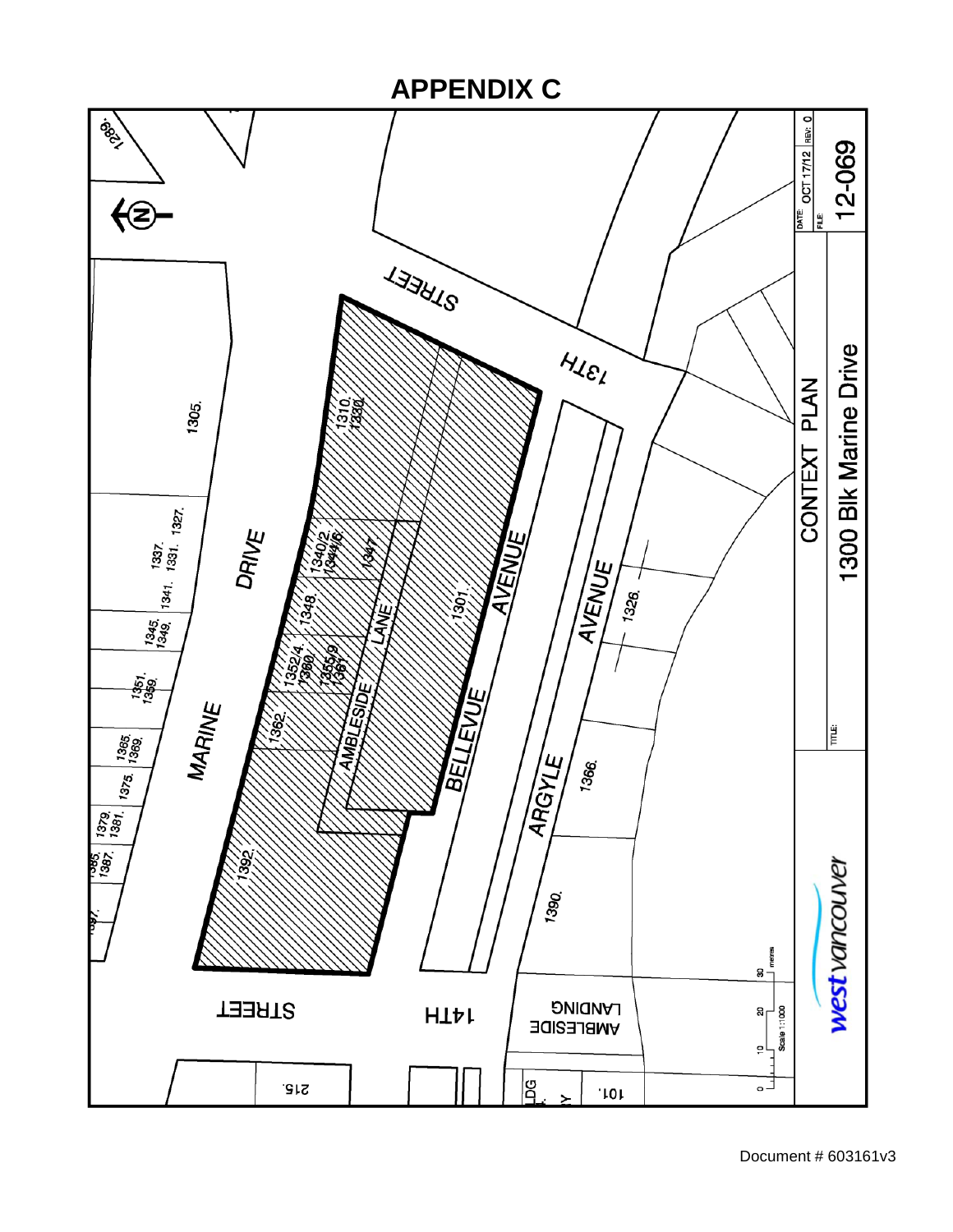# APPENDIX C

CONTEXT PLAN

1300 Blk Marine Drive

DATE: OCT 17/12 REV: 0

FILE: 12-069

TITLE:

west vancouver

Scale 1:1000

0 10 20 30 metres

MARINE DRIVE

BELLEVUE AVENUE

ARGYLE AVENUE

AMBLESIDE LANE

13TH STREET

14TH STREET

AMBLESIDE LANDING

1289. 1305. 1327. 1331. 1337. 1341. 1345. 1349. 1351. 1359. 1365. 1369. 1375. 1379. 1381. 1385. 1387. 1397.

1310. 1330. 1340/2. 1344/6. 1347. 1348. 1352/4. 1360. 1355/9. 1361. 1362. 1392. 1301. 1326. 1366. 1390. 215. 101.

Document # 603161v3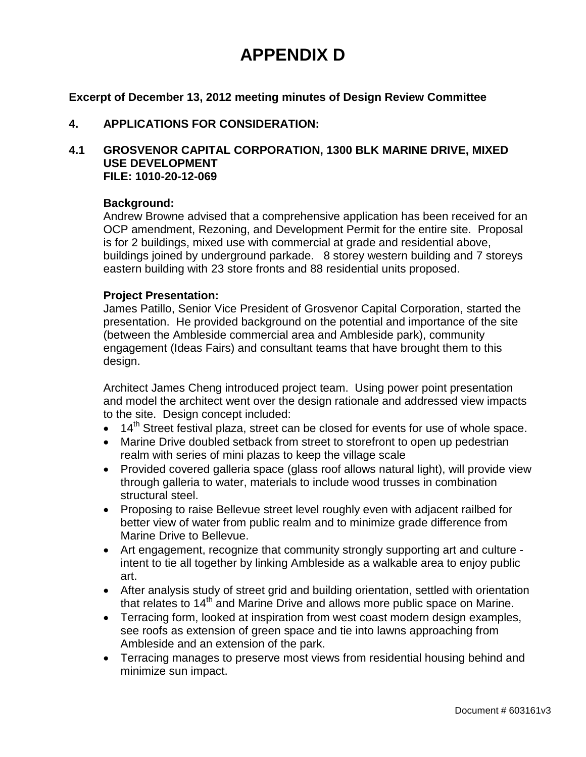# APPENDIX D

**Excerpt of December 13, 2012 meeting minutes of Design Review Committee**

**4. APPLICATIONS FOR CONSIDERATION:**

**4.1 GROSVENOR CAPITAL CORPORATION, 1300 BLK MARINE DRIVE, MIXED USE DEVELOPMENT**
**FILE: 1010-20-12-069**

**Background:**
Andrew Browne advised that a comprehensive application has been received for an OCP amendment, Rezoning, and Development Permit for the entire site. Proposal is for 2 buildings, mixed use with commercial at grade and residential above, buildings joined by underground parkade. 8 storey western building and 7 storeys eastern building with 23 store fronts and 88 residential units proposed.

**Project Presentation:**
James Patillo, Senior Vice President of Grosvenor Capital Corporation, started the presentation. He provided background on the potential and importance of the site (between the Ambleside commercial area and Ambleside park), community engagement (Ideas Fairs) and consultant teams that have brought them to this design.

Architect James Cheng introduced project team. Using power point presentation and model the architect went over the design rationale and addressed view impacts to the site. Design concept included:

- 14th Street festival plaza, street can be closed for events for use of whole space.
- Marine Drive doubled setback from street to storefront to open up pedestrian realm with series of mini plazas to keep the village scale
- Provided covered galleria space (glass roof allows natural light), will provide view through galleria to water, materials to include wood trusses in combination structural steel.
- Proposing to raise Bellevue street level roughly even with adjacent railbed for better view of water from public realm and to minimize grade difference from Marine Drive to Bellevue.
- Art engagement, recognize that community strongly supporting art and culture - intent to tie all together by linking Ambleside as a walkable area to enjoy public art.
- After analysis study of street grid and building orientation, settled with orientation that relates to 14th and Marine Drive and allows more public space on Marine.
- Terracing form, looked at inspiration from west coast modern design examples, see roofs as extension of green space and tie into lawns approaching from Ambleside and an extension of the park.
- Terracing manages to preserve most views from residential housing behind and minimize sun impact.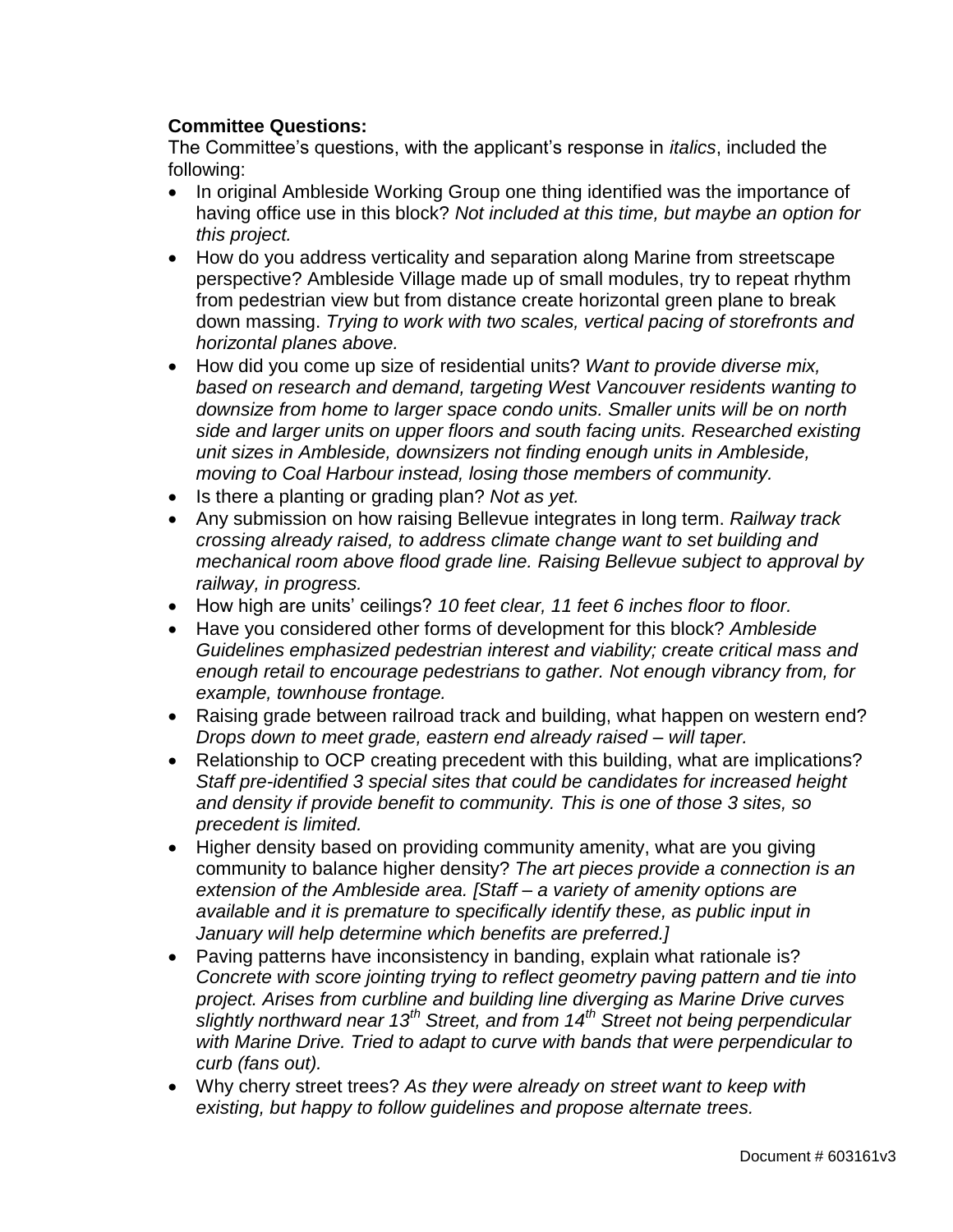**Committee Questions:**

The Committee's questions, with the applicant's response in *italics*, included the following:

- In original Ambleside Working Group one thing identified was the importance of having office use in this block? *Not included at this time, but maybe an option for this project.*
- How do you address verticality and separation along Marine from streetscape perspective? Ambleside Village made up of small modules, try to repeat rhythm from pedestrian view but from distance create horizontal green plane to break down massing. *Trying to work with two scales, vertical pacing of storefronts and horizontal planes above.*
- How did you come up size of residential units? *Want to provide diverse mix, based on research and demand, targeting West Vancouver residents wanting to downsize from home to larger space condo units. Smaller units will be on north side and larger units on upper floors and south facing units. Researched existing unit sizes in Ambleside, downsizers not finding enough units in Ambleside, moving to Coal Harbour instead, losing those members of community.*
- Is there a planting or grading plan? *Not as yet.*
- Any submission on how raising Bellevue integrates in long term. *Railway track crossing already raised, to address climate change want to set building and mechanical room above flood grade line. Raising Bellevue subject to approval by railway, in progress.*
- How high are units' ceilings? *10 feet clear, 11 feet 6 inches floor to floor.*
- Have you considered other forms of development for this block? *Ambleside Guidelines emphasized pedestrian interest and viability; create critical mass and enough retail to encourage pedestrians to gather. Not enough vibrancy from, for example, townhouse frontage.*
- Raising grade between railroad track and building, what happen on western end? *Drops down to meet grade, eastern end already raised – will taper.*
- Relationship to OCP creating precedent with this building, what are implications? *Staff pre-identified 3 special sites that could be candidates for increased height and density if provide benefit to community. This is one of those 3 sites, so precedent is limited.*
- Higher density based on providing community amenity, what are you giving community to balance higher density? *The art pieces provide a connection is an extension of the Ambleside area. [Staff – a variety of amenity options are available and it is premature to specifically identify these, as public input in January will help determine which benefits are preferred.]*
- Paving patterns have inconsistency in banding, explain what rationale is? *Concrete with score jointing trying to reflect geometry paving pattern and tie into project. Arises from curbline and building line diverging as Marine Drive curves slightly northward near 13th Street, and from 14th Street not being perpendicular with Marine Drive. Tried to adapt to curve with bands that were perpendicular to curb (fans out).*
- Why cherry street trees? *As they were already on street want to keep with existing, but happy to follow guidelines and propose alternate trees.*

Document # 603161v3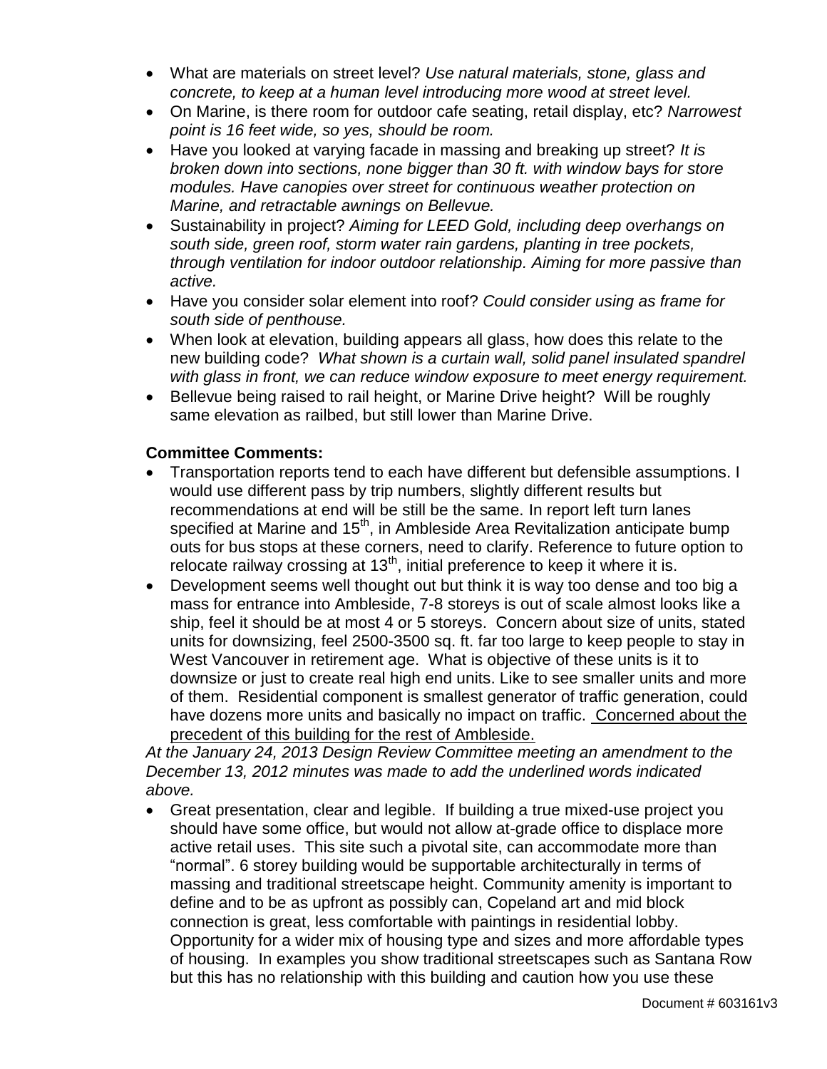- What are materials on street level? *Use natural materials, stone, glass and concrete, to keep at a human level introducing more wood at street level.*
- On Marine, is there room for outdoor cafe seating, retail display, etc? *Narrowest point is 16 feet wide, so yes, should be room.*
- Have you looked at varying facade in massing and breaking up street? *It is broken down into sections, none bigger than 30 ft. with window bays for store modules. Have canopies over street for continuous weather protection on Marine, and retractable awnings on Bellevue.*
- Sustainability in project? *Aiming for LEED Gold, including deep overhangs on south side, green roof, storm water rain gardens, planting in tree pockets, through ventilation for indoor outdoor relationship. Aiming for more passive than active.*
- Have you consider solar element into roof? *Could consider using as frame for south side of penthouse.*
- When look at elevation, building appears all glass, how does this relate to the new building code? *What shown is a curtain wall, solid panel insulated spandrel with glass in front, we can reduce window exposure to meet energy requirement.*
- Bellevue being raised to rail height, or Marine Drive height? Will be roughly same elevation as railbed, but still lower than Marine Drive.

**Committee Comments:**

- Transportation reports tend to each have different but defensible assumptions. I would use different pass by trip numbers, slightly different results but recommendations at end will be still be the same. In report left turn lanes specified at Marine and 15th, in Ambleside Area Revitalization anticipate bump outs for bus stops at these corners, need to clarify. Reference to future option to relocate railway crossing at 13th, initial preference to keep it where it is.
- Development seems well thought out but think it is way too dense and too big a mass for entrance into Ambleside, 7-8 storeys is out of scale almost looks like a ship, feel it should be at most 4 or 5 storeys. Concern about size of units, stated units for downsizing, feel 2500-3500 sq. ft. far too large to keep people to stay in West Vancouver in retirement age. What is objective of these units is it to downsize or just to create real high end units. Like to see smaller units and more of them. Residential component is smallest generator of traffic generation, could have dozens more units and basically no impact on traffic. <u>Concerned about the precedent of this building for the rest of Ambleside.</u>

*At the January 24, 2013 Design Review Committee meeting an amendment to the December 13, 2012 minutes was made to add the underlined words indicated above.*

- Great presentation, clear and legible. If building a true mixed-use project you should have some office, but would not allow at-grade office to displace more active retail uses. This site such a pivotal site, can accommodate more than "normal". 6 storey building would be supportable architecturally in terms of massing and traditional streetscape height. Community amenity is important to define and to be as upfront as possibly can, Copeland art and mid block connection is great, less comfortable with paintings in residential lobby. Opportunity for a wider mix of housing type and sizes and more affordable types of housing. In examples you show traditional streetscapes such as Santana Row but this has no relationship with this building and caution how you use these

Document # 603161v3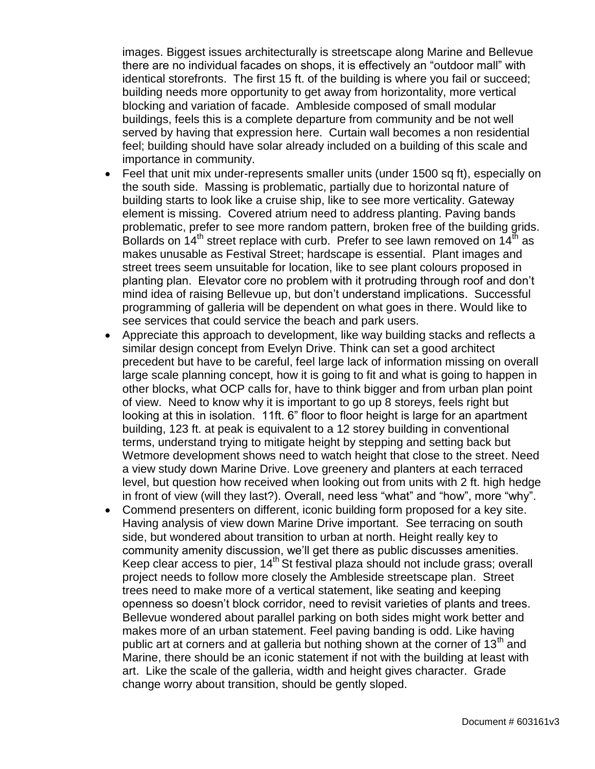images. Biggest issues architecturally is streetscape along Marine and Bellevue there are no individual facades on shops, it is effectively an "outdoor mall" with identical storefronts. The first 15 ft. of the building is where you fail or succeed; building needs more opportunity to get away from horizontality, more vertical blocking and variation of facade. Ambleside composed of small modular buildings, feels this is a complete departure from community and be not well served by having that expression here. Curtain wall becomes a non residential feel; building should have solar already included on a building of this scale and importance in community.

- Feel that unit mix under-represents smaller units (under 1500 sq ft), especially on the south side. Massing is problematic, partially due to horizontal nature of building starts to look like a cruise ship, like to see more verticality. Gateway element is missing. Covered atrium need to address planting. Paving bands problematic, prefer to see more random pattern, broken free of the building grids. Bollards on 14th street replace with curb. Prefer to see lawn removed on 14th as makes unusable as Festival Street; hardscape is essential. Plant images and street trees seem unsuitable for location, like to see plant colours proposed in planting plan. Elevator core no problem with it protruding through roof and don't mind idea of raising Bellevue up, but don't understand implications. Successful programming of galleria will be dependent on what goes in there. Would like to see services that could service the beach and park users.
- Appreciate this approach to development, like way building stacks and reflects a similar design concept from Evelyn Drive. Think can set a good architect precedent but have to be careful, feel large lack of information missing on overall large scale planning concept, how it is going to fit and what is going to happen in other blocks, what OCP calls for, have to think bigger and from urban plan point of view. Need to know why it is important to go up 8 storeys, feels right but looking at this in isolation. 11ft. 6" floor to floor height is large for an apartment building, 123 ft. at peak is equivalent to a 12 storey building in conventional terms, understand trying to mitigate height by stepping and setting back but Wetmore development shows need to watch height that close to the street. Need a view study down Marine Drive. Love greenery and planters at each terraced level, but question how received when looking out from units with 2 ft. high hedge in front of view (will they last?). Overall, need less "what" and "how", more "why".
- Commend presenters on different, iconic building form proposed for a key site. Having analysis of view down Marine Drive important. See terracing on south side, but wondered about transition to urban at north. Height really key to community amenity discussion, we'll get there as public discusses amenities. Keep clear access to pier, 14th St festival plaza should not include grass; overall project needs to follow more closely the Ambleside streetscape plan. Street trees need to make more of a vertical statement, like seating and keeping openness so doesn't block corridor, need to revisit varieties of plants and trees. Bellevue wondered about parallel parking on both sides might work better and makes more of an urban statement. Feel paving banding is odd. Like having public art at corners and at galleria but nothing shown at the corner of 13th and Marine, there should be an iconic statement if not with the building at least with art. Like the scale of the galleria, width and height gives character. Grade change worry about transition, should be gently sloped.

Document # 603161v3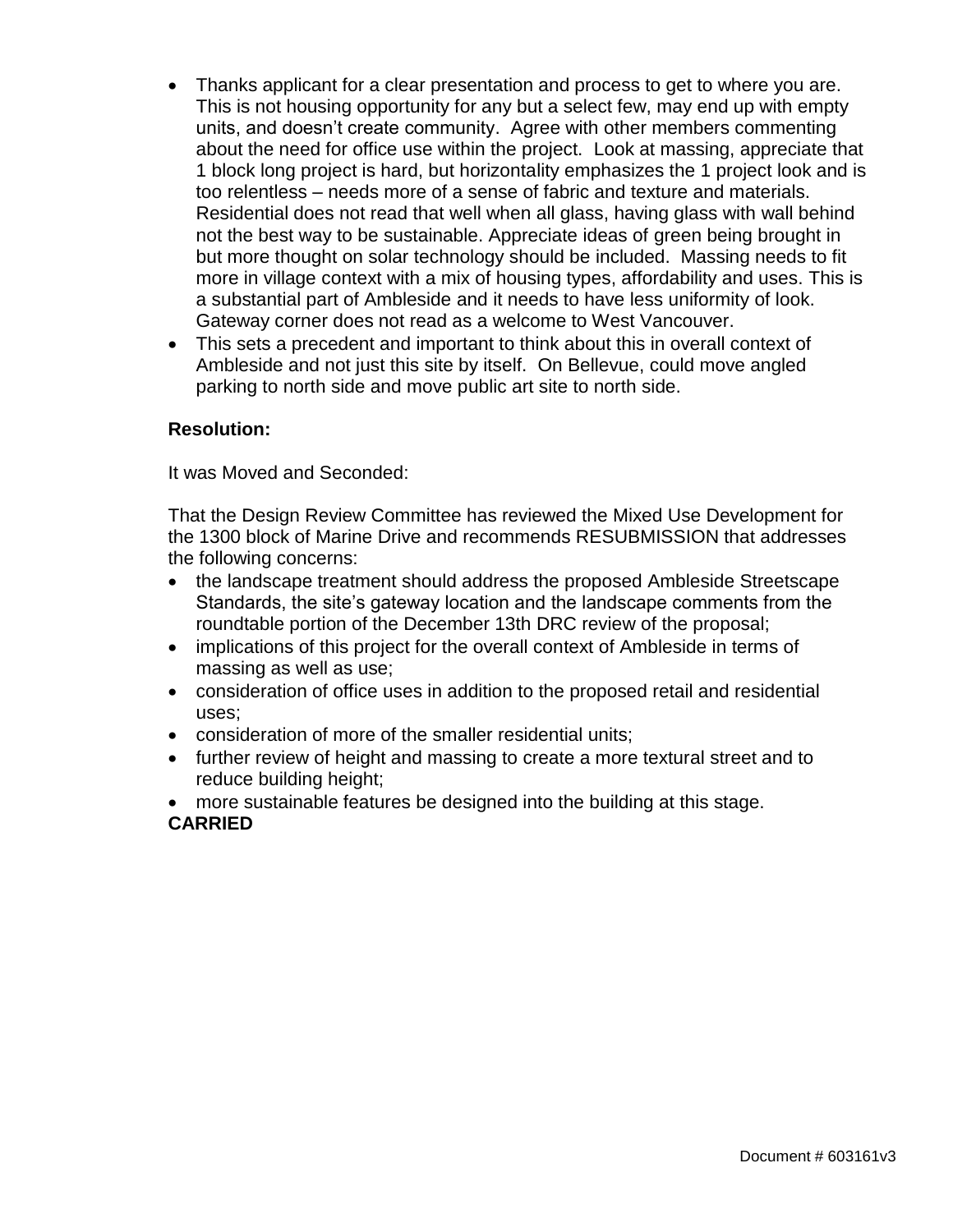- Thanks applicant for a clear presentation and process to get to where you are. This is not housing opportunity for any but a select few, may end up with empty units, and doesn't create community. Agree with other members commenting about the need for office use within the project. Look at massing, appreciate that 1 block long project is hard, but horizontality emphasizes the 1 project look and is too relentless – needs more of a sense of fabric and texture and materials. Residential does not read that well when all glass, having glass with wall behind not the best way to be sustainable. Appreciate ideas of green being brought in but more thought on solar technology should be included. Massing needs to fit more in village context with a mix of housing types, affordability and uses. This is a substantial part of Ambleside and it needs to have less uniformity of look. Gateway corner does not read as a welcome to West Vancouver.
- This sets a precedent and important to think about this in overall context of Ambleside and not just this site by itself. On Bellevue, could move angled parking to north side and move public art site to north side.

**Resolution:**

It was Moved and Seconded:

That the Design Review Committee has reviewed the Mixed Use Development for the 1300 block of Marine Drive and recommends RESUBMISSION that addresses the following concerns:

- the landscape treatment should address the proposed Ambleside Streetscape Standards, the site's gateway location and the landscape comments from the roundtable portion of the December 13th DRC review of the proposal;
- implications of this project for the overall context of Ambleside in terms of massing as well as use;
- consideration of office uses in addition to the proposed retail and residential uses;
- consideration of more of the smaller residential units;
- further review of height and massing to create a more textural street and to reduce building height;
- more sustainable features be designed into the building at this stage.

**CARRIED**

Document # 603161v3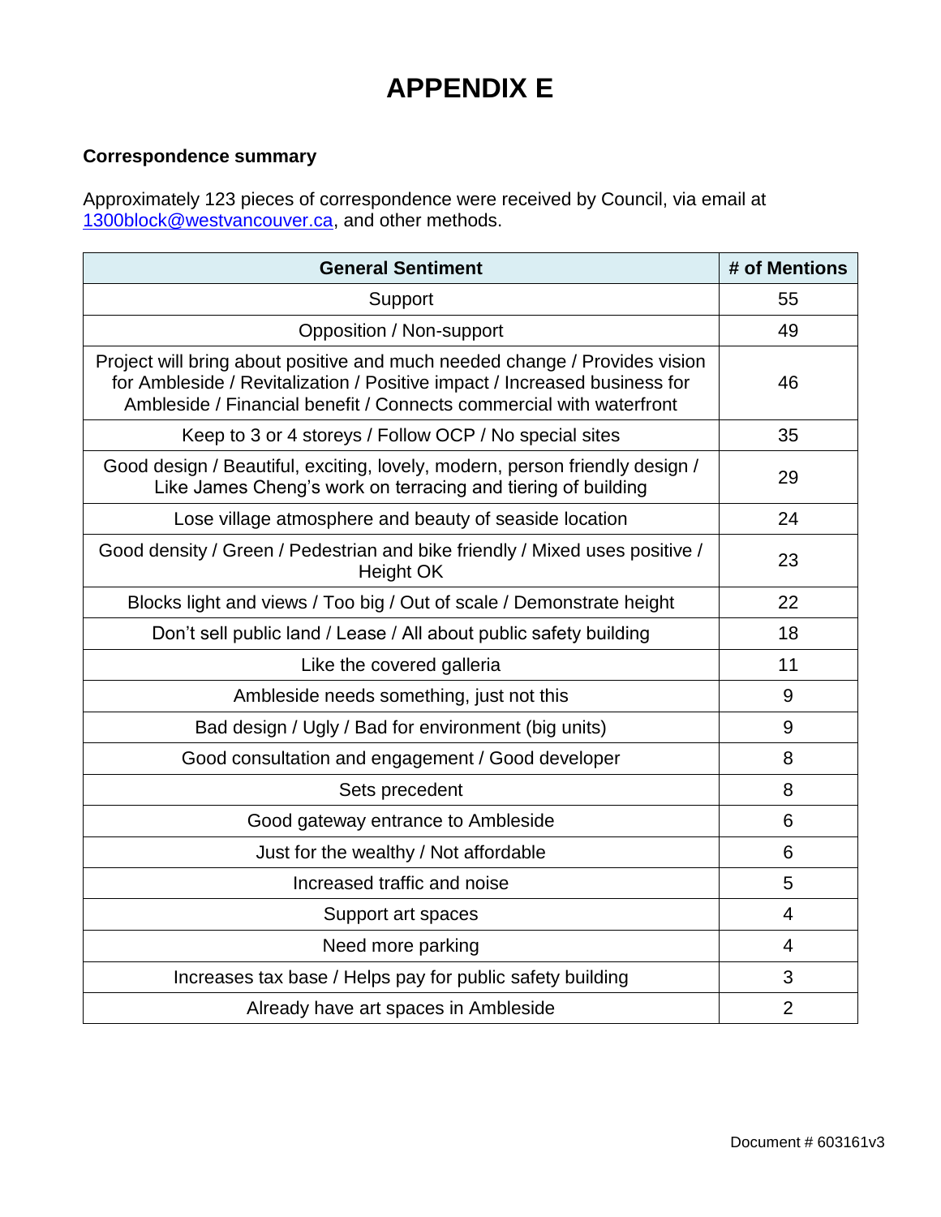# APPENDIX E

**Correspondence summary**

Approximately 123 pieces of correspondence were received by Council, via email at 1300block@westvancouver.ca, and other methods.

| General Sentiment | # of Mentions |
|---|---|
| Support | 55 |
| Opposition / Non-support | 49 |
| Project will bring about positive and much needed change / Provides vision for Ambleside / Revitalization / Positive impact / Increased business for Ambleside / Financial benefit / Connects commercial with waterfront | 46 |
| Keep to 3 or 4 storeys / Follow OCP / No special sites | 35 |
| Good design / Beautiful, exciting, lovely, modern, person friendly design / Like James Cheng's work on terracing and tiering of building | 29 |
| Lose village atmosphere and beauty of seaside location | 24 |
| Good density / Green / Pedestrian and bike friendly / Mixed uses positive / Height OK | 23 |
| Blocks light and views / Too big / Out of scale / Demonstrate height | 22 |
| Don't sell public land / Lease / All about public safety building | 18 |
| Like the covered galleria | 11 |
| Ambleside needs something, just not this | 9 |
| Bad design / Ugly / Bad for environment (big units) | 9 |
| Good consultation and engagement / Good developer | 8 |
| Sets precedent | 8 |
| Good gateway entrance to Ambleside | 6 |
| Just for the wealthy / Not affordable | 6 |
| Increased traffic and noise | 5 |
| Support art spaces | 4 |
| Need more parking | 4 |
| Increases tax base / Helps pay for public safety building | 3 |
| Already have art spaces in Ambleside | 2 |

Document # 603161v3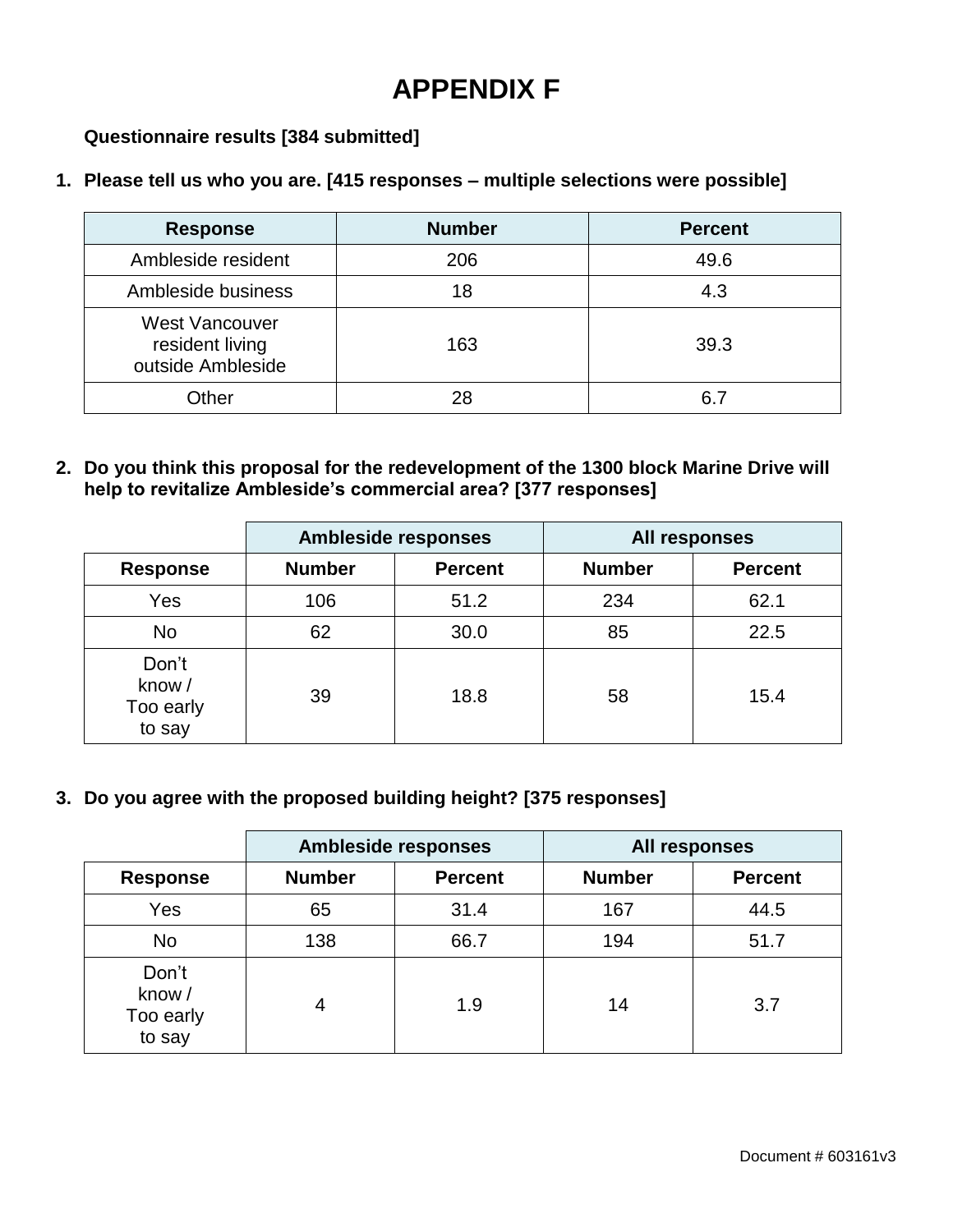# APPENDIX F

**Questionnaire results [384 submitted]**

1. **Please tell us who you are. [415 responses – multiple selections were possible]**

| Response | Number | Percent |
|---|---|---|
| Ambleside resident | 206 | 49.6 |
| Ambleside business | 18 | 4.3 |
| West Vancouver resident living outside Ambleside | 163 | 39.3 |
| Other | 28 | 6.7 |

2. **Do you think this proposal for the redevelopment of the 1300 block Marine Drive will help to revitalize Ambleside's commercial area? [377 responses]**

| | Ambleside responses | | All responses | |
|---|---|---|---|---|
| Response | Number | Percent | Number | Percent |
| Yes | 106 | 51.2 | 234 | 62.1 |
| No | 62 | 30.0 | 85 | 22.5 |
| Don't know / Too early to say | 39 | 18.8 | 58 | 15.4 |

3. **Do you agree with the proposed building height? [375 responses]**

| | Ambleside responses | | All responses | |
|---|---|---|---|---|
| Response | Number | Percent | Number | Percent |
| Yes | 65 | 31.4 | 167 | 44.5 |
| No | 138 | 66.7 | 194 | 51.7 |
| Don't know / Too early to say | 4 | 1.9 | 14 | 3.7 |

Document # 603161v3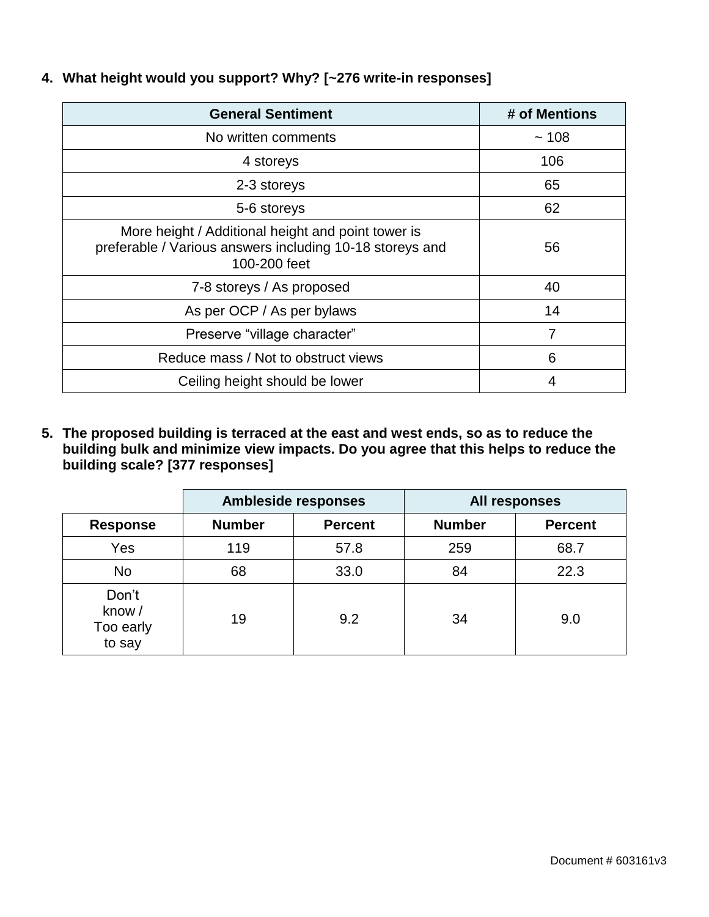4. **What height would you support? Why? [~276 write-in responses]**

| General Sentiment | # of Mentions |
|---|---|
| No written comments | ~ 108 |
| 4 storeys | 106 |
| 2-3 storeys | 65 |
| 5-6 storeys | 62 |
| More height / Additional height and point tower is preferable / Various answers including 10-18 storeys and 100-200 feet | 56 |
| 7-8 storeys / As proposed | 40 |
| As per OCP / As per bylaws | 14 |
| Preserve "village character" | 7 |
| Reduce mass / Not to obstruct views | 6 |
| Ceiling height should be lower | 4 |

5. **The proposed building is terraced at the east and west ends, so as to reduce the building bulk and minimize view impacts. Do you agree that this helps to reduce the building scale? [377 responses]**

| | Ambleside responses | | All responses | |
|---|---|---|---|---|
| **Response** | **Number** | **Percent** | **Number** | **Percent** |
| Yes | 119 | 57.8 | 259 | 68.7 |
| No | 68 | 33.0 | 84 | 22.3 |
| Don't know / Too early to say | 19 | 9.2 | 34 | 9.0 |

Document # 603161v3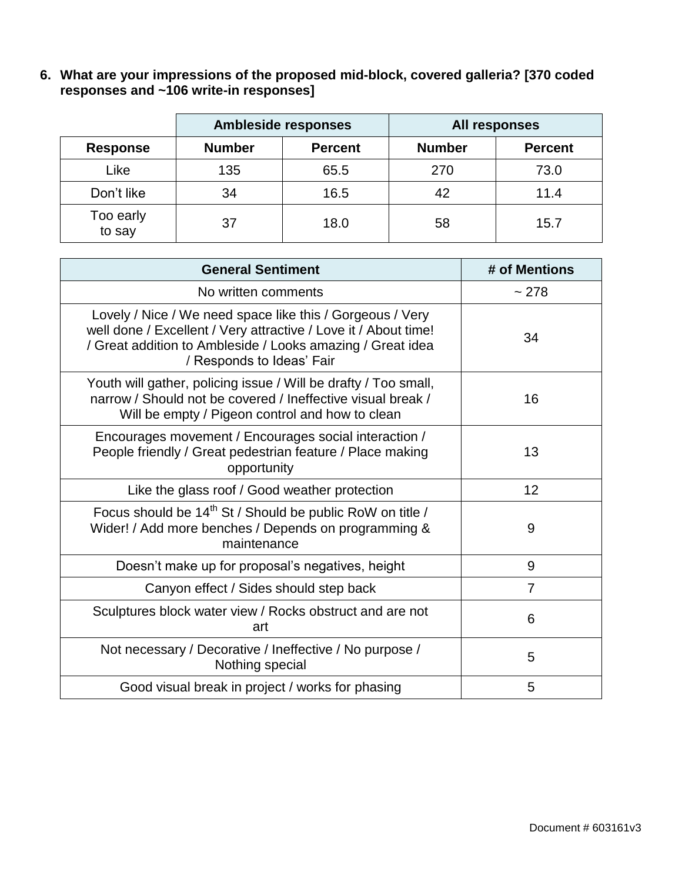6. **What are your impressions of the proposed mid-block, covered galleria? [370 coded responses and ~106 write-in responses]**

| | Ambleside responses | | All responses | |
|---|---|---|---|---|
| **Response** | **Number** | **Percent** | **Number** | **Percent** |
| Like | 135 | 65.5 | 270 | 73.0 |
| Don't like | 34 | 16.5 | 42 | 11.4 |
| Too early to say | 37 | 18.0 | 58 | 15.7 |

| General Sentiment | # of Mentions |
|---|---|
| No written comments | ~ 278 |
| Lovely / Nice / We need space like this / Gorgeous / Very well done / Excellent / Very attractive / Love it / About time! / Great addition to Ambleside / Looks amazing / Great idea / Responds to Ideas' Fair | 34 |
| Youth will gather, policing issue / Will be drafty / Too small, narrow / Should not be covered / Ineffective visual break / Will be empty / Pigeon control and how to clean | 16 |
| Encourages movement / Encourages social interaction / People friendly / Great pedestrian feature / Place making opportunity | 13 |
| Like the glass roof / Good weather protection | 12 |
| Focus should be 14th St / Should be public RoW on title / Wider! / Add more benches / Depends on programming & maintenance | 9 |
| Doesn't make up for proposal's negatives, height | 9 |
| Canyon effect / Sides should step back | 7 |
| Sculptures block water view / Rocks obstruct and are not art | 6 |
| Not necessary / Decorative / Ineffective / No purpose / Nothing special | 5 |
| Good visual break in project / works for phasing | 5 |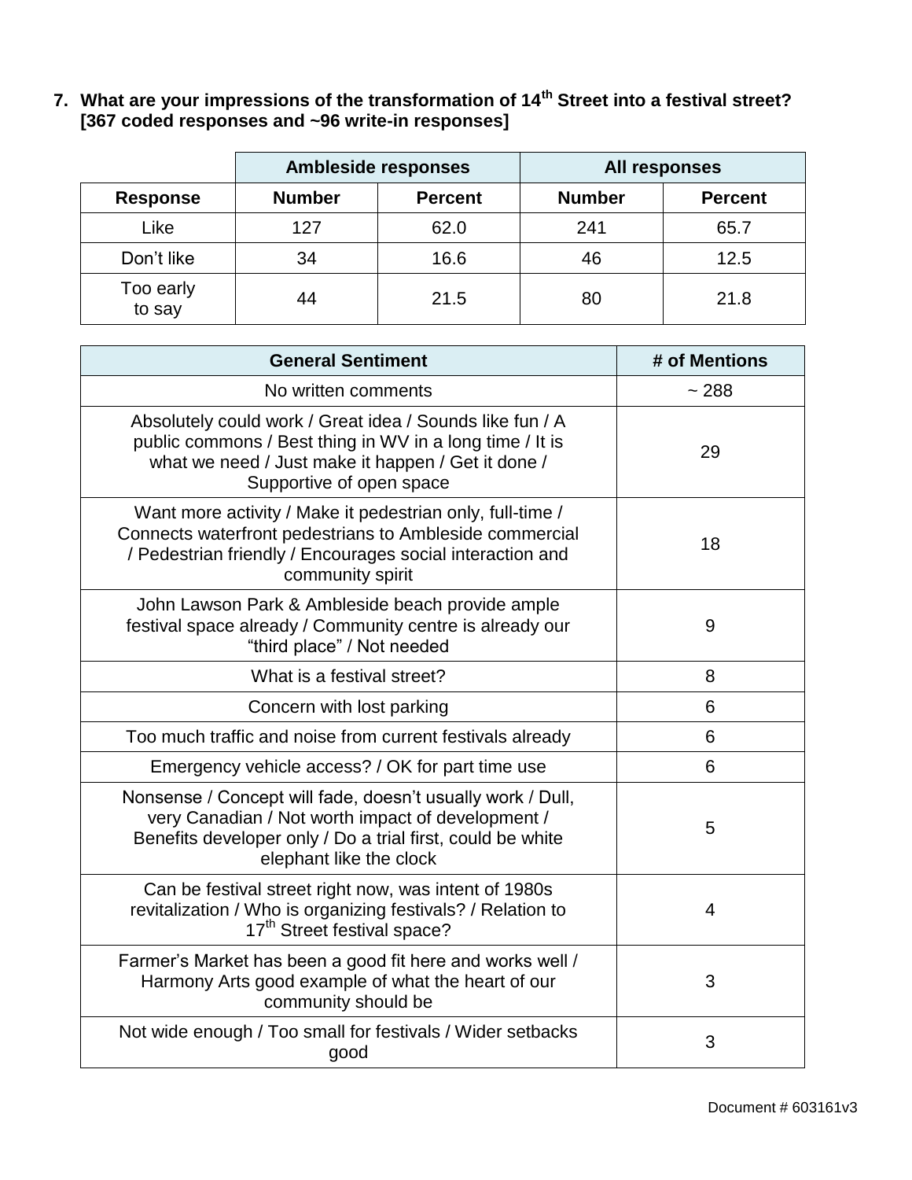7. **What are your impressions of the transformation of 14th Street into a festival street? [367 coded responses and ~96 write-in responses]**

| | Ambleside responses | | All responses | |
|---|---|---|---|---|
| **Response** | **Number** | **Percent** | **Number** | **Percent** |
| Like | 127 | 62.0 | 241 | 65.7 |
| Don't like | 34 | 16.6 | 46 | 12.5 |
| Too early to say | 44 | 21.5 | 80 | 21.8 |

| General Sentiment | # of Mentions |
|---|---|
| No written comments | ~ 288 |
| Absolutely could work / Great idea / Sounds like fun / A public commons / Best thing in WV in a long time / It is what we need / Just make it happen / Get it done / Supportive of open space | 29 |
| Want more activity / Make it pedestrian only, full-time / Connects waterfront pedestrians to Ambleside commercial / Pedestrian friendly / Encourages social interaction and community spirit | 18 |
| John Lawson Park & Ambleside beach provide ample festival space already / Community centre is already our "third place" / Not needed | 9 |
| What is a festival street? | 8 |
| Concern with lost parking | 6 |
| Too much traffic and noise from current festivals already | 6 |
| Emergency vehicle access? / OK for part time use | 6 |
| Nonsense / Concept will fade, doesn't usually work / Dull, very Canadian / Not worth impact of development / Benefits developer only / Do a trial first, could be white elephant like the clock | 5 |
| Can be festival street right now, was intent of 1980s revitalization / Who is organizing festivals? / Relation to 17th Street festival space? | 4 |
| Farmer's Market has been a good fit here and works well / Harmony Arts good example of what the heart of our community should be | 3 |
| Not wide enough / Too small for festivals / Wider setbacks good | 3 |

Document # 603161v3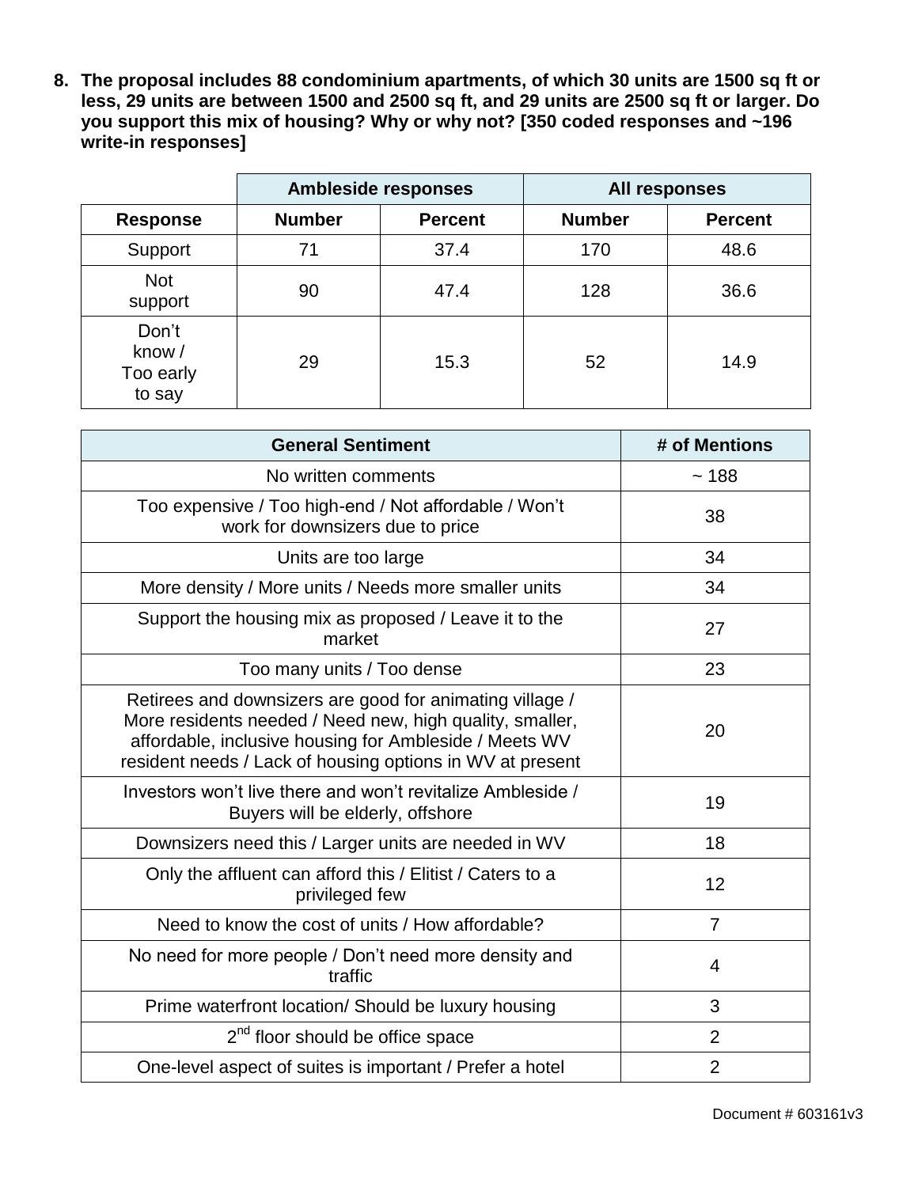8. **The proposal includes 88 condominium apartments, of which 30 units are 1500 sq ft or less, 29 units are between 1500 and 2500 sq ft, and 29 units are 2500 sq ft or larger. Do you support this mix of housing? Why or why not? [350 coded responses and ~196 write-in responses]**

| | Ambleside responses | | All responses | |
|---|---|---|---|---|
| **Response** | **Number** | **Percent** | **Number** | **Percent** |
| Support | 71 | 37.4 | 170 | 48.6 |
| Not support | 90 | 47.4 | 128 | 36.6 |
| Don't know / Too early to say | 29 | 15.3 | 52 | 14.9 |

| General Sentiment | # of Mentions |
|---|---|
| No written comments | ~ 188 |
| Too expensive / Too high-end / Not affordable / Won't work for downsizers due to price | 38 |
| Units are too large | 34 |
| More density / More units / Needs more smaller units | 34 |
| Support the housing mix as proposed / Leave it to the market | 27 |
| Too many units / Too dense | 23 |
| Retirees and downsizers are good for animating village / More residents needed / Need new, high quality, smaller, affordable, inclusive housing for Ambleside / Meets WV resident needs / Lack of housing options in WV at present | 20 |
| Investors won't live there and won't revitalize Ambleside / Buyers will be elderly, offshore | 19 |
| Downsizers need this / Larger units are needed in WV | 18 |
| Only the affluent can afford this / Elitist / Caters to a privileged few | 12 |
| Need to know the cost of units / How affordable? | 7 |
| No need for more people / Don't need more density and traffic | 4 |
| Prime waterfront location/ Should be luxury housing | 3 |
| 2nd floor should be office space | 2 |
| One-level aspect of suites is important / Prefer a hotel | 2 |

Document # 603161v3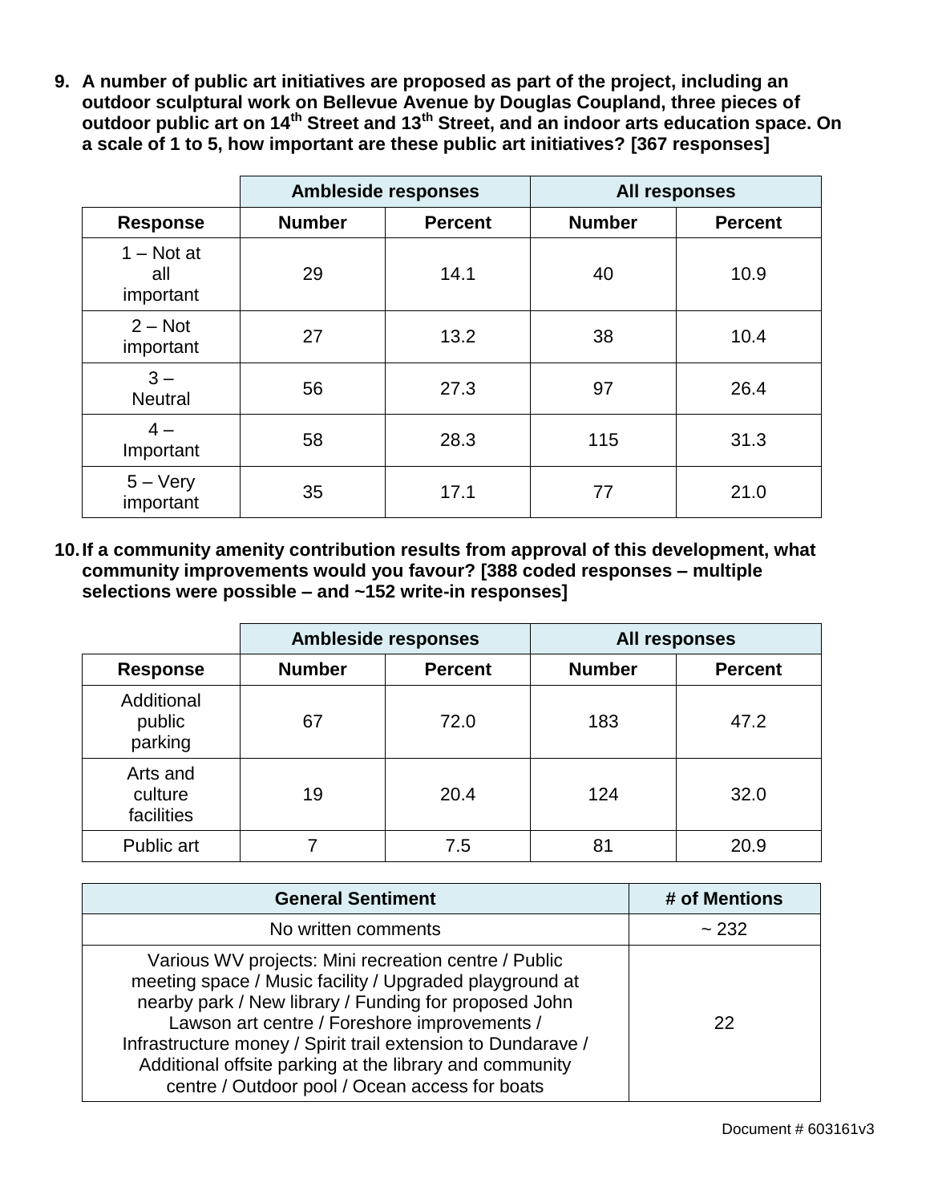9. **A number of public art initiatives are proposed as part of the project, including an outdoor sculptural work on Bellevue Avenue by Douglas Coupland, three pieces of outdoor public art on 14th Street and 13th Street, and an indoor arts education space. On a scale of 1 to 5, how important are these public art initiatives? [367 responses]**

| | Ambleside responses | | All responses | |
|---|---|---|---|---|
| **Response** | **Number** | **Percent** | **Number** | **Percent** |
| 1 – Not at all important | 29 | 14.1 | 40 | 10.9 |
| 2 – Not important | 27 | 13.2 | 38 | 10.4 |
| 3 – Neutral | 56 | 27.3 | 97 | 26.4 |
| 4 – Important | 58 | 28.3 | 115 | 31.3 |
| 5 – Very important | 35 | 17.1 | 77 | 21.0 |

10. **If a community amenity contribution results from approval of this development, what community improvements would you favour? [388 coded responses – multiple selections were possible – and ~152 write-in responses]**

| | Ambleside responses | | All responses | |
|---|---|---|---|---|
| **Response** | **Number** | **Percent** | **Number** | **Percent** |
| Additional public parking | 67 | 72.0 | 183 | 47.2 |
| Arts and culture facilities | 19 | 20.4 | 124 | 32.0 |
| Public art | 7 | 7.5 | 81 | 20.9 |

| General Sentiment | # of Mentions |
|---|---|
| No written comments | ~ 232 |
| Various WV projects: Mini recreation centre / Public meeting space / Music facility / Upgraded playground at nearby park / New library / Funding for proposed John Lawson art centre / Foreshore improvements / Infrastructure money / Spirit trail extension to Dundarave / Additional offsite parking at the library and community centre / Outdoor pool / Ocean access for boats | 22 |

Document # 603161v3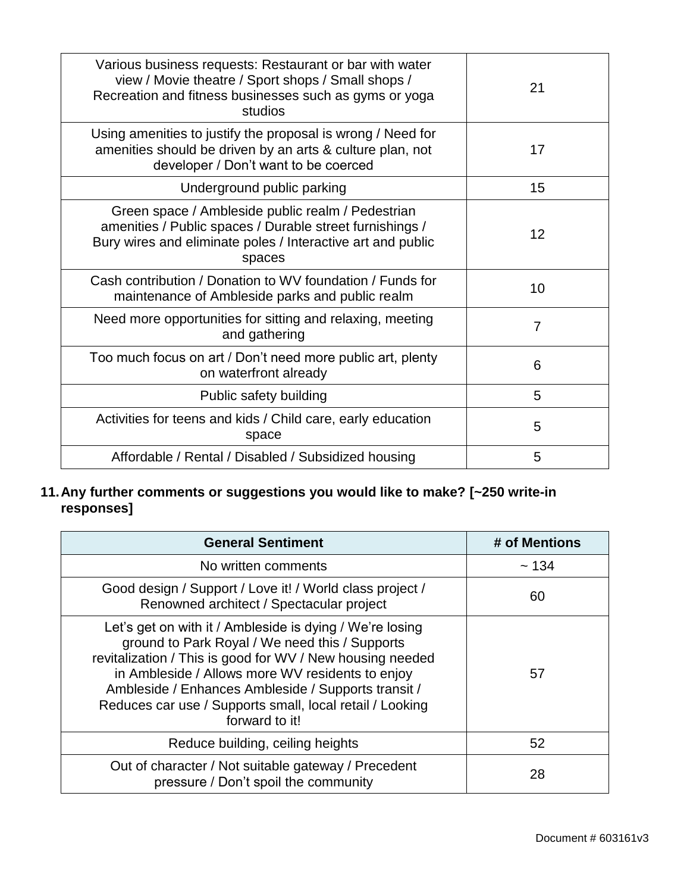| | |
|---|---|
| Various business requests: Restaurant or bar with water view / Movie theatre / Sport shops / Small shops / Recreation and fitness businesses such as gyms or yoga studios | 21 |
| Using amenities to justify the proposal is wrong / Need for amenities should be driven by an arts & culture plan, not developer / Don't want to be coerced | 17 |
| Underground public parking | 15 |
| Green space / Ambleside public realm / Pedestrian amenities / Public spaces / Durable street furnishings / Bury wires and eliminate poles / Interactive art and public spaces | 12 |
| Cash contribution / Donation to WV foundation / Funds for maintenance of Ambleside parks and public realm | 10 |
| Need more opportunities for sitting and relaxing, meeting and gathering | 7 |
| Too much focus on art / Don't need more public art, plenty on waterfront already | 6 |
| Public safety building | 5 |
| Activities for teens and kids / Child care, early education space | 5 |
| Affordable / Rental / Disabled / Subsidized housing | 5 |

**11. Any further comments or suggestions you would like to make? [~250 write-in responses]**

| General Sentiment | # of Mentions |
|---|---|
| No written comments | ~ 134 |
| Good design / Support / Love it! / World class project / Renowned architect / Spectacular project | 60 |
| Let's get on with it / Ambleside is dying / We're losing ground to Park Royal / We need this / Supports revitalization / This is good for WV / New housing needed in Ambleside / Allows more WV residents to enjoy Ambleside / Enhances Ambleside / Supports transit / Reduces car use / Supports small, local retail / Looking forward to it! | 57 |
| Reduce building, ceiling heights | 52 |
| Out of character / Not suitable gateway / Precedent pressure / Don't spoil the community | 28 |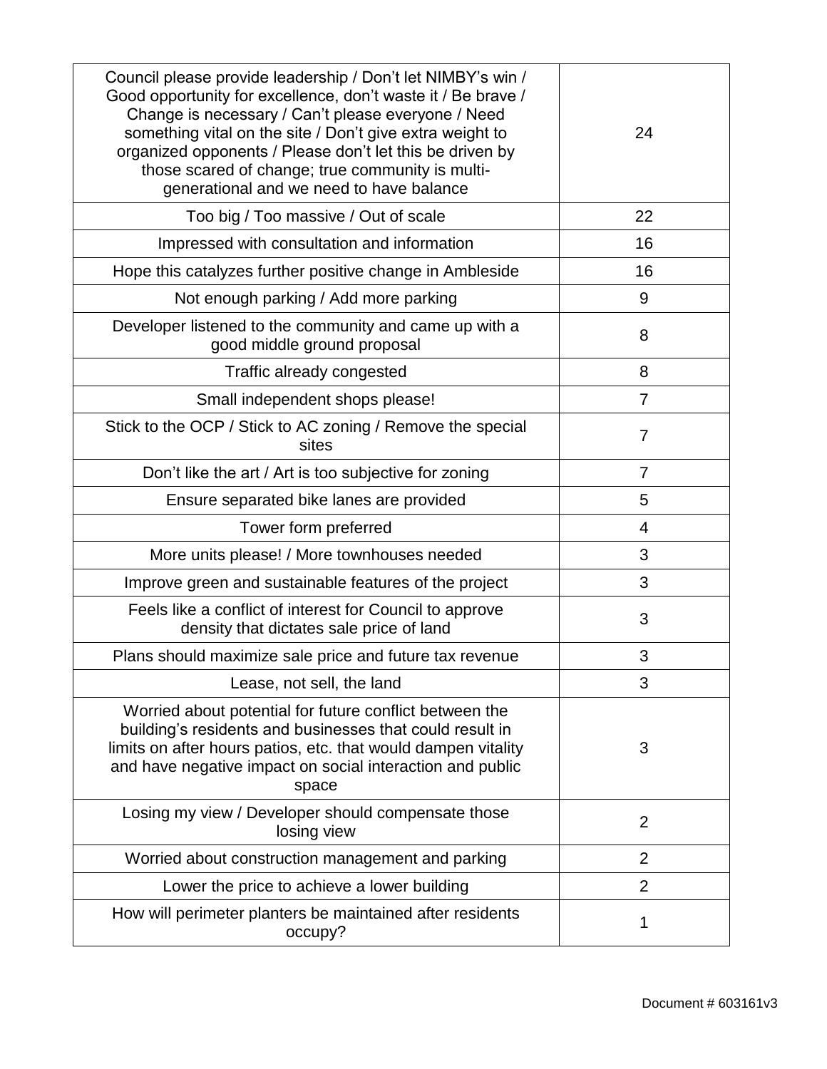| | |
|---|---|
| Council please provide leadership / Don't let NIMBY's win / Good opportunity for excellence, don't waste it / Be brave / Change is necessary / Can't please everyone / Need something vital on the site / Don't give extra weight to organized opponents / Please don't let this be driven by those scared of change; true community is multi-generational and we need to have balance | 24 |
| Too big / Too massive / Out of scale | 22 |
| Impressed with consultation and information | 16 |
| Hope this catalyzes further positive change in Ambleside | 16 |
| Not enough parking / Add more parking | 9 |
| Developer listened to the community and came up with a good middle ground proposal | 8 |
| Traffic already congested | 8 |
| Small independent shops please! | 7 |
| Stick to the OCP / Stick to AC zoning / Remove the special sites | 7 |
| Don't like the art / Art is too subjective for zoning | 7 |
| Ensure separated bike lanes are provided | 5 |
| Tower form preferred | 4 |
| More units please! / More townhouses needed | 3 |
| Improve green and sustainable features of the project | 3 |
| Feels like a conflict of interest for Council to approve density that dictates sale price of land | 3 |
| Plans should maximize sale price and future tax revenue | 3 |
| Lease, not sell, the land | 3 |
| Worried about potential for future conflict between the building's residents and businesses that could result in limits on after hours patios, etc. that would dampen vitality and have negative impact on social interaction and public space | 3 |
| Losing my view / Developer should compensate those losing view | 2 |
| Worried about construction management and parking | 2 |
| Lower the price to achieve a lower building | 2 |
| How will perimeter planters be maintained after residents occupy? | 1 |

Document # 603161v3